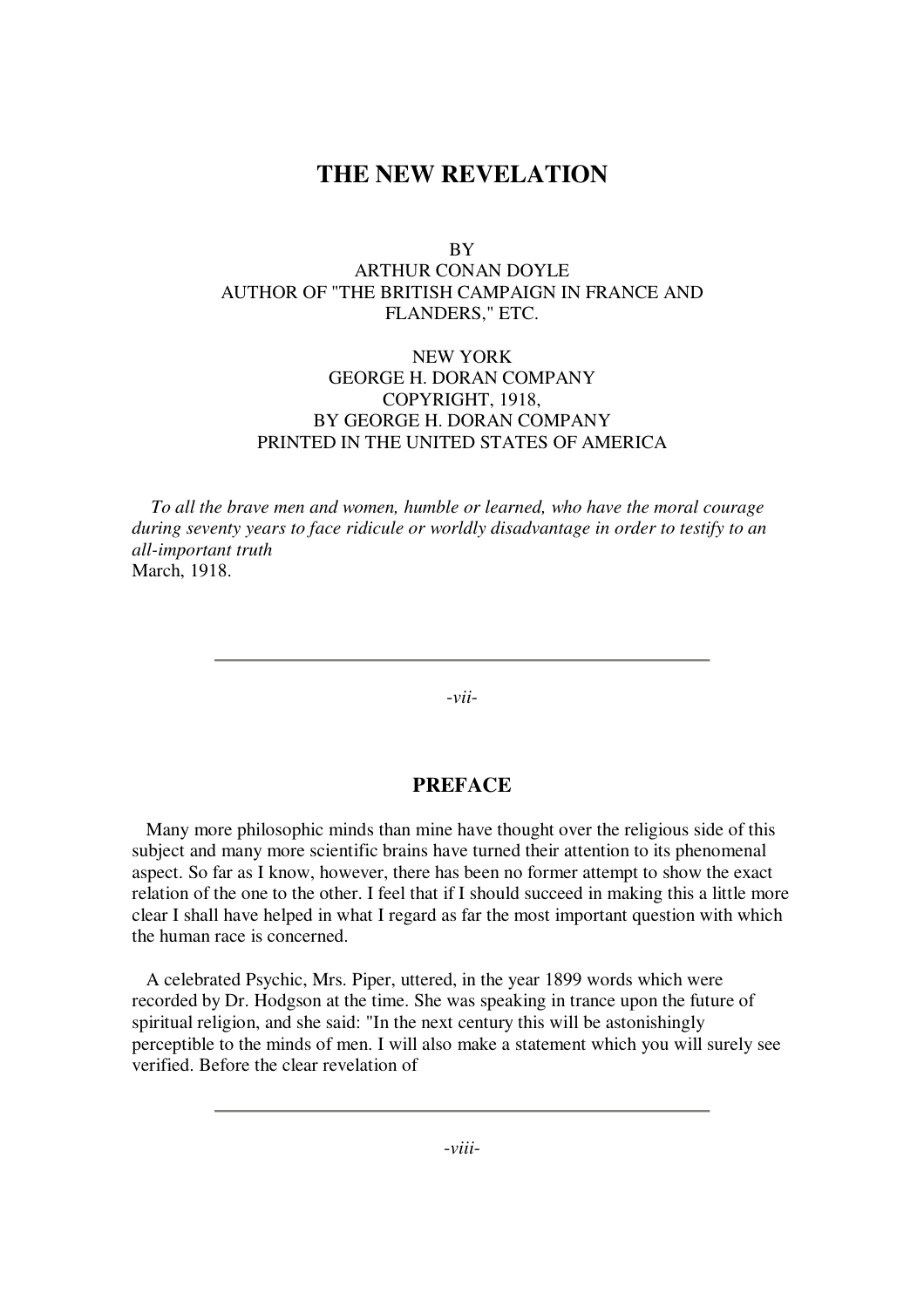# THE NEW REVELATION

BY
ARTHUR CONAN DOYLE
AUTHOR OF "THE BRITISH CAMPAIGN IN FRANCE AND FLANDERS," ETC.

NEW YORK
GEORGE H. DORAN COMPANY
COPYRIGHT, 1918,
BY GEORGE H. DORAN COMPANY
PRINTED IN THE UNITED STATES OF AMERICA

*To all the brave men and women, humble or learned, who have the moral courage during seventy years to face ridicule or worldly disadvantage in order to testify to an all-important truth*
March, 1918.

---

## PREFACE

Many more philosophic minds than mine have thought over the religious side of this subject and many more scientific brains have turned their attention to its phenomenal aspect. So far as I know, however, there has been no former attempt to show the exact relation of the one to the other. I feel that if I should succeed in making this a little more clear I shall have helped in what I regard as far the most important question with which the human race is concerned.

A celebrated Psychic, Mrs. Piper, uttered, in the year 1899 words which were recorded by Dr. Hodgson at the time. She was speaking in trance upon the future of spiritual religion, and she said: "In the next century this will be astonishingly perceptible to the minds of men. I will also make a statement which you will surely see verified. Before the clear revelation of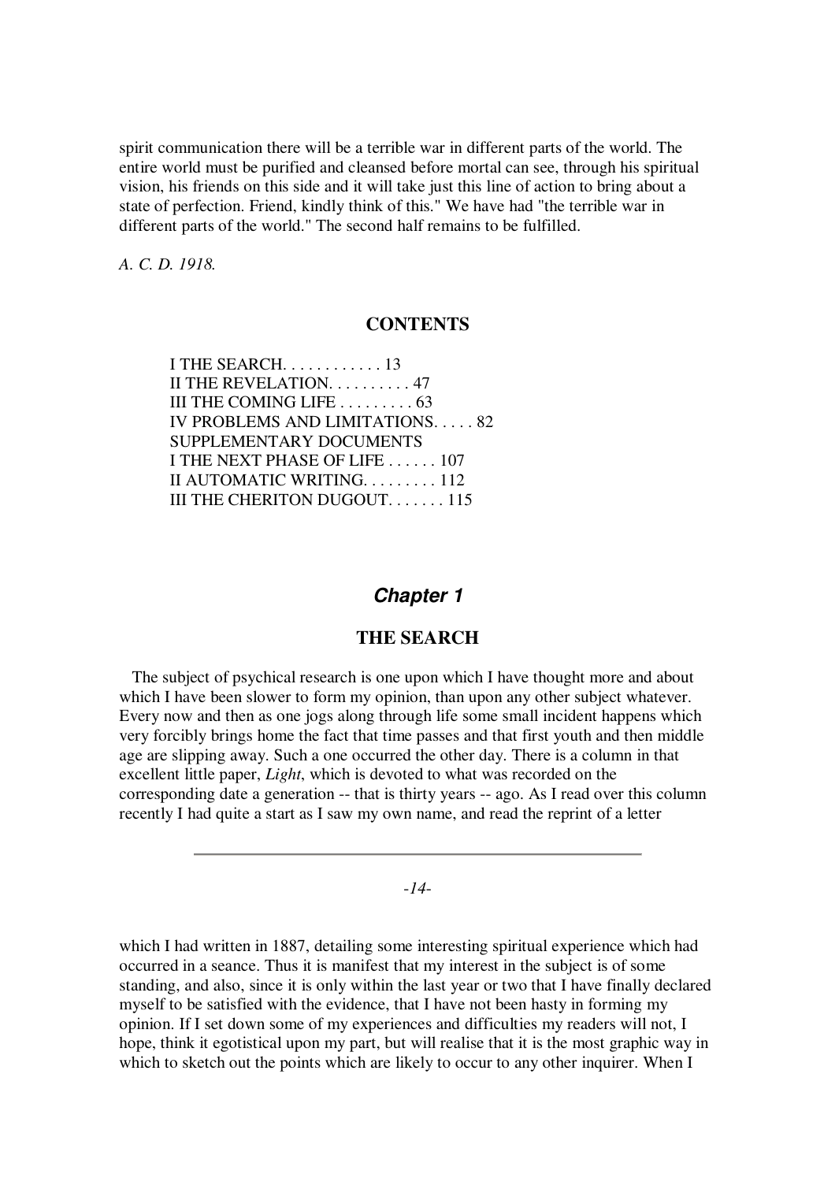spirit communication there will be a terrible war in different parts of the world. The entire world must be purified and cleansed before mortal can see, through his spiritual vision, his friends on this side and it will take just this line of action to bring about a state of perfection. Friend, kindly think of this." We have had "the terrible war in different parts of the world." The second half remains to be fulfilled.

*A. C. D. 1918.*

## CONTENTS

I THE SEARCH. . . . . . . . . . . . 13
II THE REVELATION. . . . . . . . . . 47
III THE COMING LIFE . . . . . . . . . 63
IV PROBLEMS AND LIMITATIONS. . . . . 82
SUPPLEMENTARY DOCUMENTS
I THE NEXT PHASE OF LIFE . . . . . . 107
II AUTOMATIC WRITING. . . . . . . . . 112
III THE CHERITON DUGOUT. . . . . . . 115

# *Chapter 1*

## THE SEARCH

The subject of psychical research is one upon which I have thought more and about which I have been slower to form my opinion, than upon any other subject whatever. Every now and then as one jogs along through life some small incident happens which very forcibly brings home the fact that time passes and that first youth and then middle age are slipping away. Such a one occurred the other day. There is a column in that excellent little paper, *Light*, which is devoted to what was recorded on the corresponding date a generation -- that is thirty years -- ago. As I read over this column recently I had quite a start as I saw my own name, and read the reprint of a letter which I had written in 1887, detailing some interesting spiritual experience which had occurred in a seance. Thus it is manifest that my interest in the subject is of some standing, and also, since it is only within the last year or two that I have finally declared myself to be satisfied with the evidence, that I have not been hasty in forming my opinion. If I set down some of my experiences and difficulties my readers will not, I hope, think it egotistical upon my part, but will realise that it is the most graphic way in which to sketch out the points which are likely to occur to any other inquirer. When I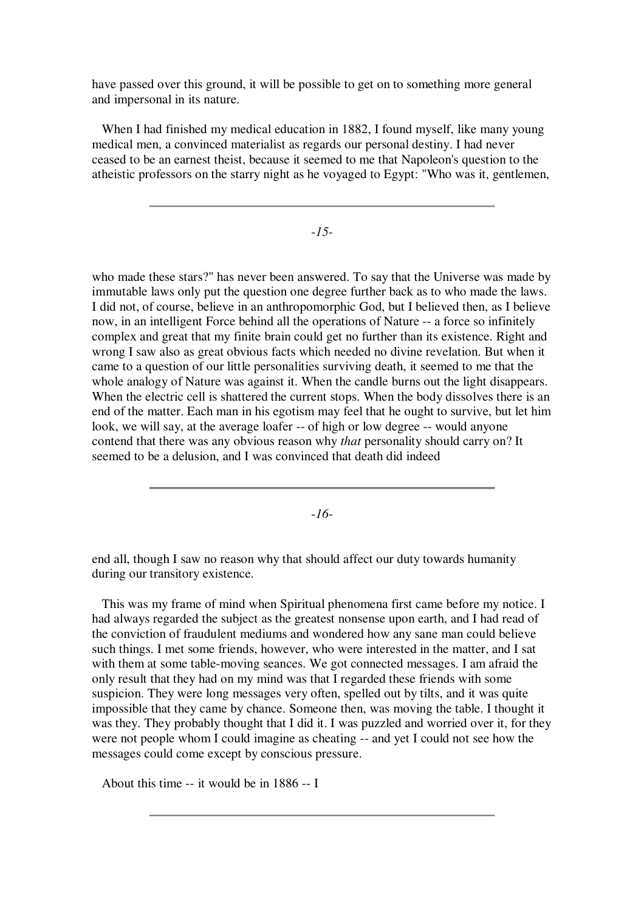have passed over this ground, it will be possible to get on to something more general and impersonal in its nature.

When I had finished my medical education in 1882, I found myself, like many young medical men, a convinced materialist as regards our personal destiny. I had never ceased to be an earnest theist, because it seemed to me that Napoleon's question to the atheistic professors on the starry night as he voyaged to Egypt: "Who was it, gentlemen, who made these stars?" has never been answered. To say that the Universe was made by immutable laws only put the question one degree further back as to who made the laws. I did not, of course, believe in an anthropomorphic God, but I believed then, as I believe now, in an intelligent Force behind all the operations of Nature -- a force so infinitely complex and great that my finite brain could get no further than its existence. Right and wrong I saw also as great obvious facts which needed no divine revelation. But when it came to a question of our little personalities surviving death, it seemed to me that the whole analogy of Nature was against it. When the candle burns out the light disappears. When the electric cell is shattered the current stops. When the body dissolves there is an end of the matter. Each man in his egotism may feel that he ought to survive, but let him look, we will say, at the average loafer -- of high or low degree -- would anyone contend that there was any obvious reason why *that* personality should carry on? It seemed to be a delusion, and I was convinced that death did indeed end all, though I saw no reason why that should affect our duty towards humanity during our transitory existence.

This was my frame of mind when Spiritual phenomena first came before my notice. I had always regarded the subject as the greatest nonsense upon earth, and I had read of the conviction of fraudulent mediums and wondered how any sane man could believe such things. I met some friends, however, who were interested in the matter, and I sat with them at some table-moving seances. We got connected messages. I am afraid the only result that they had on my mind was that I regarded these friends with some suspicion. They were long messages very often, spelled out by tilts, and it was quite impossible that they came by chance. Someone then, was moving the table. I thought it was they. They probably thought that I did it. I was puzzled and worried over it, for they were not people whom I could imagine as cheating -- and yet I could not see how the messages could come except by conscious pressure.

About this time -- it would be in 1886 -- I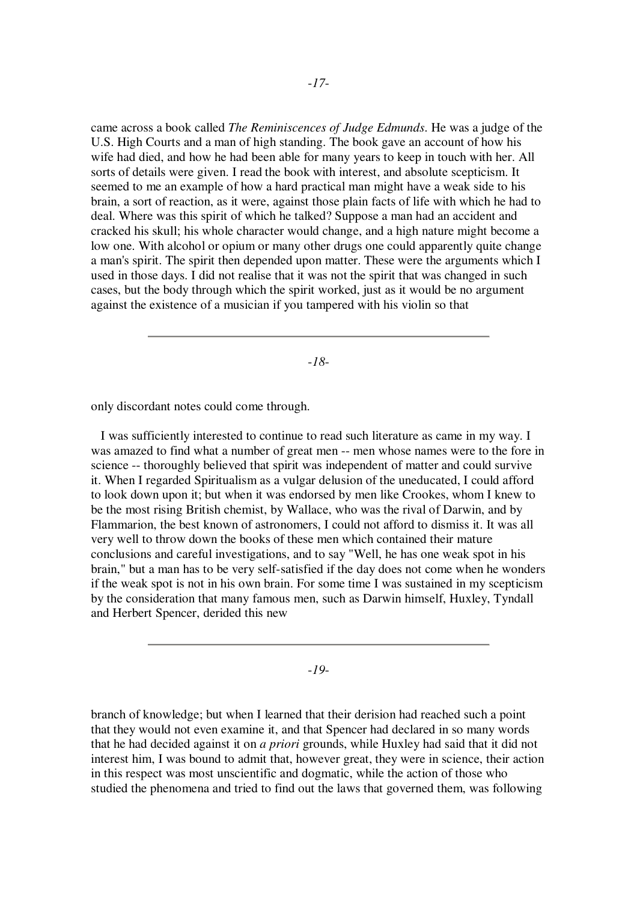came across a book called *The Reminiscences of Judge Edmunds*. He was a judge of the U.S. High Courts and a man of high standing. The book gave an account of how his wife had died, and how he had been able for many years to keep in touch with her. All sorts of details were given. I read the book with interest, and absolute scepticism. It seemed to me an example of how a hard practical man might have a weak side to his brain, a sort of reaction, as it were, against those plain facts of life with which he had to deal. Where was this spirit of which he talked? Suppose a man had an accident and cracked his skull; his whole character would change, and a high nature might become a low one. With alcohol or opium or many other drugs one could apparently quite change a man's spirit. The spirit then depended upon matter. These were the arguments which I used in those days. I did not realise that it was not the spirit that was changed in such cases, but the body through which the spirit worked, just as it would be no argument against the existence of a musician if you tampered with his violin so that only discordant notes could come through.

I was sufficiently interested to continue to read such literature as came in my way. I was amazed to find what a number of great men -- men whose names were to the fore in science -- thoroughly believed that spirit was independent of matter and could survive it. When I regarded Spiritualism as a vulgar delusion of the uneducated, I could afford to look down upon it; but when it was endorsed by men like Crookes, whom I knew to be the most rising British chemist, by Wallace, who was the rival of Darwin, and by Flammarion, the best known of astronomers, I could not afford to dismiss it. It was all very well to throw down the books of these men which contained their mature conclusions and careful investigations, and to say "Well, he has one weak spot in his brain," but a man has to be very self-satisfied if the day does not come when he wonders if the weak spot is not in his own brain. For some time I was sustained in my scepticism by the consideration that many famous men, such as Darwin himself, Huxley, Tyndall and Herbert Spencer, derided this new branch of knowledge; but when I learned that their derision had reached such a point that they would not even examine it, and that Spencer had declared in so many words that he had decided against it on *a priori* grounds, while Huxley had said that it did not interest him, I was bound to admit that, however great, they were in science, their action in this respect was most unscientific and dogmatic, while the action of those who studied the phenomena and tried to find out the laws that governed them, was following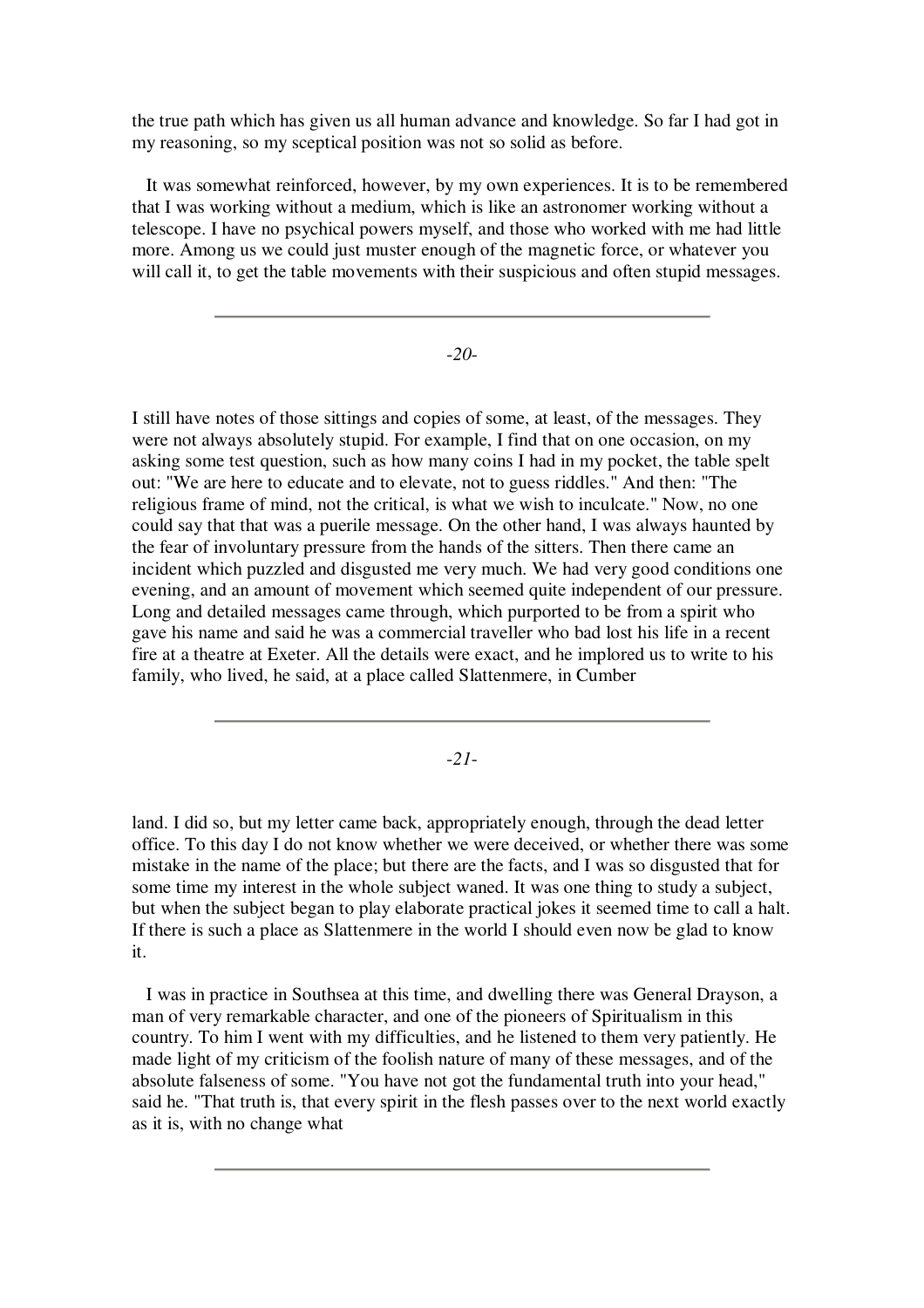the true path which has given us all human advance and knowledge. So far I had got in my reasoning, so my sceptical position was not so solid as before.

It was somewhat reinforced, however, by my own experiences. It is to be remembered that I was working without a medium, which is like an astronomer working without a telescope. I have no psychical powers myself, and those who worked with me had little more. Among us we could just muster enough of the magnetic force, or whatever you will call it, to get the table movements with their suspicious and often stupid messages.

I still have notes of those sittings and copies of some, at least, of the messages. They were not always absolutely stupid. For example, I find that on one occasion, on my asking some test question, such as how many coins I had in my pocket, the table spelt out: "We are here to educate and to elevate, not to guess riddles." And then: "The religious frame of mind, not the critical, is what we wish to inculcate." Now, no one could say that that was a puerile message. On the other hand, I was always haunted by the fear of involuntary pressure from the hands of the sitters. Then there came an incident which puzzled and disgusted me very much. We had very good conditions one evening, and an amount of movement which seemed quite independent of our pressure. Long and detailed messages came through, which purported to be from a spirit who gave his name and said he was a commercial traveller who bad lost his life in a recent fire at a theatre at Exeter. All the details were exact, and he implored us to write to his family, who lived, he said, at a place called Slattenmere, in Cumberland. I did so, but my letter came back, appropriately enough, through the dead letter office. To this day I do not know whether we were deceived, or whether there was some mistake in the name of the place; but there are the facts, and I was so disgusted that for some time my interest in the whole subject waned. It was one thing to study a subject, but when the subject began to play elaborate practical jokes it seemed time to call a halt. If there is such a place as Slattenmere in the world I should even now be glad to know it.

I was in practice in Southsea at this time, and dwelling there was General Drayson, a man of very remarkable character, and one of the pioneers of Spiritualism in this country. To him I went with my difficulties, and he listened to them very patiently. He made light of my criticism of the foolish nature of many of these messages, and of the absolute falseness of some. "You have not got the fundamental truth into your head," said he. "That truth is, that every spirit in the flesh passes over to the next world exactly as it is, with no change what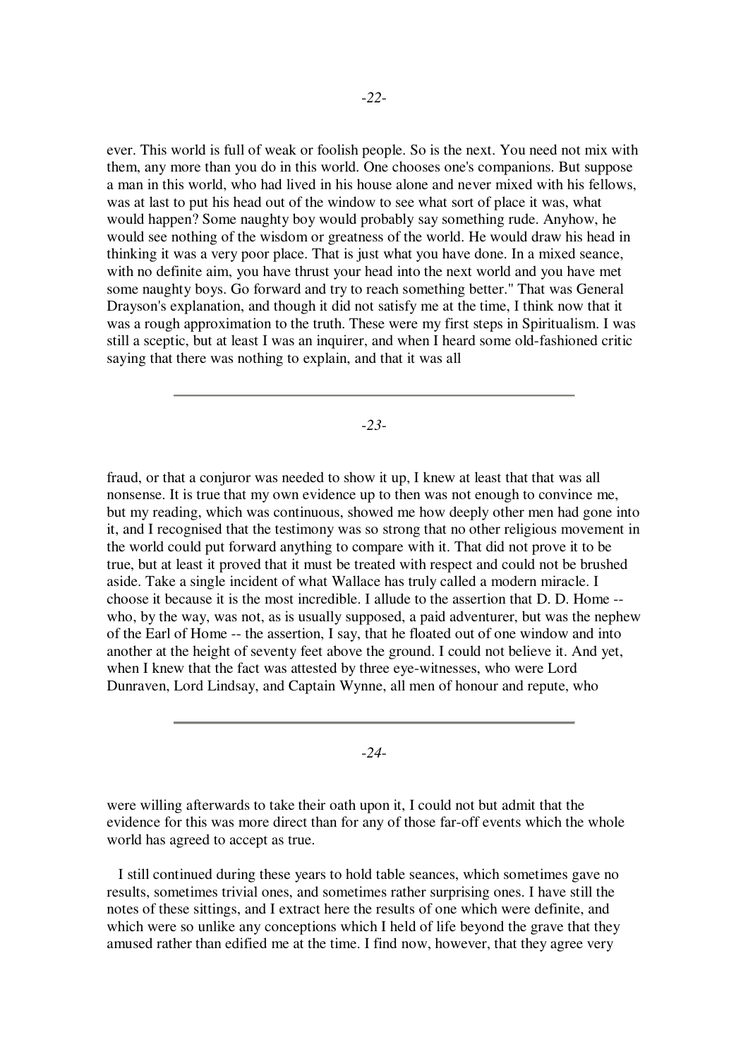ever. This world is full of weak or foolish people. So is the next. You need not mix with them, any more than you do in this world. One chooses one's companions. But suppose a man in this world, who had lived in his house alone and never mixed with his fellows, was at last to put his head out of the window to see what sort of place it was, what would happen? Some naughty boy would probably say something rude. Anyhow, he would see nothing of the wisdom or greatness of the world. He would draw his head in thinking it was a very poor place. That is just what you have done. In a mixed seance, with no definite aim, you have thrust your head into the next world and you have met some naughty boys. Go forward and try to reach something better." That was General Drayson's explanation, and though it did not satisfy me at the time, I think now that it was a rough approximation to the truth. These were my first steps in Spiritualism. I was still a sceptic, but at least I was an inquirer, and when I heard some old-fashioned critic saying that there was nothing to explain, and that it was all fraud, or that a conjuror was needed to show it up, I knew at least that that was all nonsense. It is true that my own evidence up to then was not enough to convince me, but my reading, which was continuous, showed me how deeply other men had gone into it, and I recognised that the testimony was so strong that no other religious movement in the world could put forward anything to compare with it. That did not prove it to be true, but at least it proved that it must be treated with respect and could not be brushed aside. Take a single incident of what Wallace has truly called a modern miracle. I choose it because it is the most incredible. I allude to the assertion that D. D. Home -- who, by the way, was not, as is usually supposed, a paid adventurer, but was the nephew of the Earl of Home -- the assertion, I say, that he floated out of one window and into another at the height of seventy feet above the ground. I could not believe it. And yet, when I knew that the fact was attested by three eye-witnesses, who were Lord Dunraven, Lord Lindsay, and Captain Wynne, all men of honour and repute, who were willing afterwards to take their oath upon it, I could not but admit that the evidence for this was more direct than for any of those far-off events which the whole world has agreed to accept as true.

I still continued during these years to hold table seances, which sometimes gave no results, sometimes trivial ones, and sometimes rather surprising ones. I have still the notes of these sittings, and I extract here the results of one which were definite, and which were so unlike any conceptions which I held of life beyond the grave that they amused rather than edified me at the time. I find now, however, that they agree very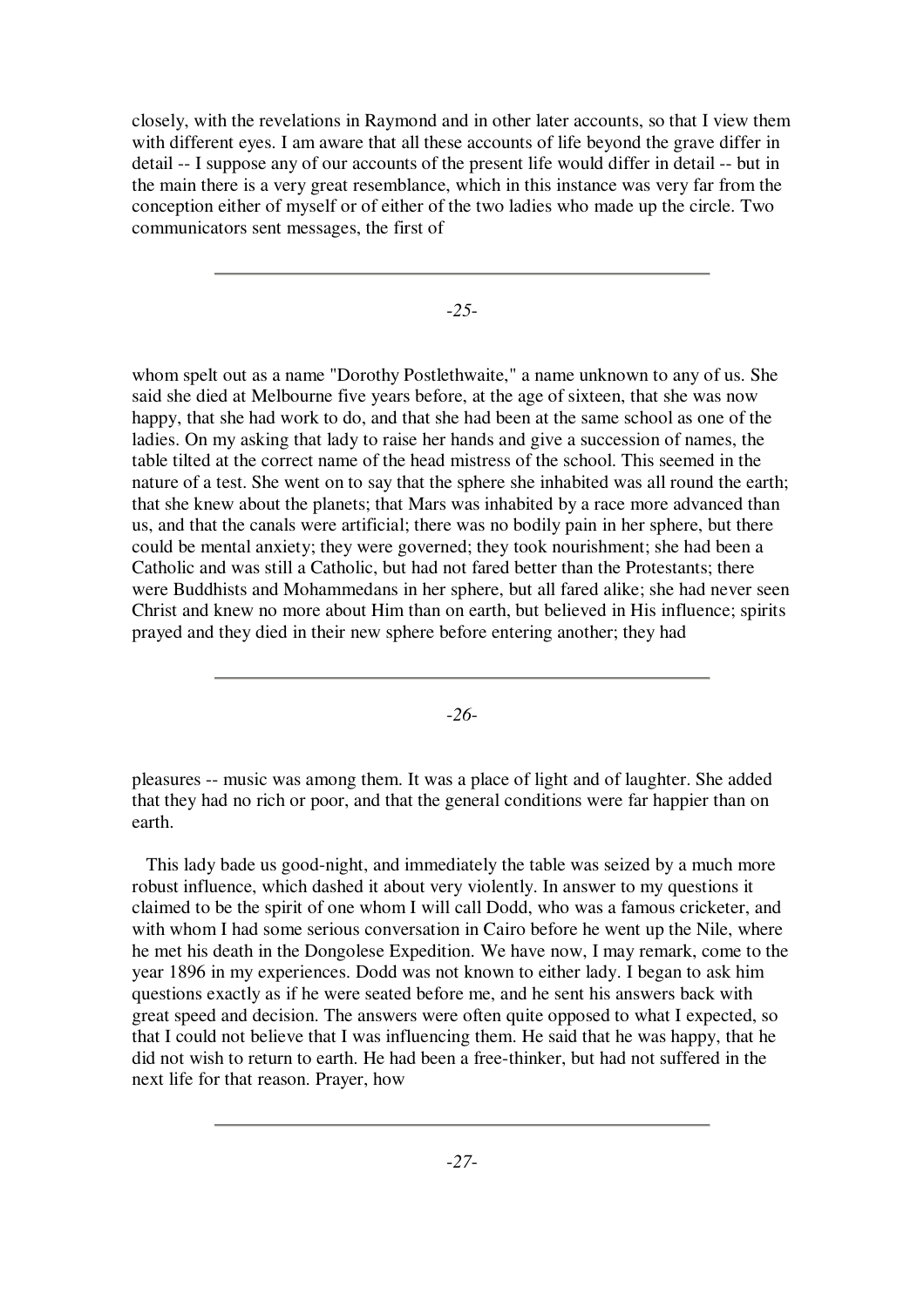closely, with the revelations in Raymond and in other later accounts, so that I view them with different eyes. I am aware that all these accounts of life beyond the grave differ in detail -- I suppose any of our accounts of the present life would differ in detail -- but in the main there is a very great resemblance, which in this instance was very far from the conception either of myself or of either of the two ladies who made up the circle. Two communicators sent messages, the first of whom spelt out as a name "Dorothy Postlethwaite," a name unknown to any of us. She said she died at Melbourne five years before, at the age of sixteen, that she was now happy, that she had work to do, and that she had been at the same school as one of the ladies. On my asking that lady to raise her hands and give a succession of names, the table tilted at the correct name of the head mistress of the school. This seemed in the nature of a test. She went on to say that the sphere she inhabited was all round the earth; that she knew about the planets; that Mars was inhabited by a race more advanced than us, and that the canals were artificial; there was no bodily pain in her sphere, but there could be mental anxiety; they were governed; they took nourishment; she had been a Catholic and was still a Catholic, but had not fared better than the Protestants; there were Buddhists and Mohammedans in her sphere, but all fared alike; she had never seen Christ and knew no more about Him than on earth, but believed in His influence; spirits prayed and they died in their new sphere before entering another; they had pleasures -- music was among them. It was a place of light and of laughter. She added that they had no rich or poor, and that the general conditions were far happier than on earth.

This lady bade us good-night, and immediately the table was seized by a much more robust influence, which dashed it about very violently. In answer to my questions it claimed to be the spirit of one whom I will call Dodd, who was a famous cricketer, and with whom I had some serious conversation in Cairo before he went up the Nile, where he met his death in the Dongolese Expedition. We have now, I may remark, come to the year 1896 in my experiences. Dodd was not known to either lady. I began to ask him questions exactly as if he were seated before me, and he sent his answers back with great speed and decision. The answers were often quite opposed to what I expected, so that I could not believe that I was influencing them. He said that he was happy, that he did not wish to return to earth. He had been a free-thinker, but had not suffered in the next life for that reason. Prayer, how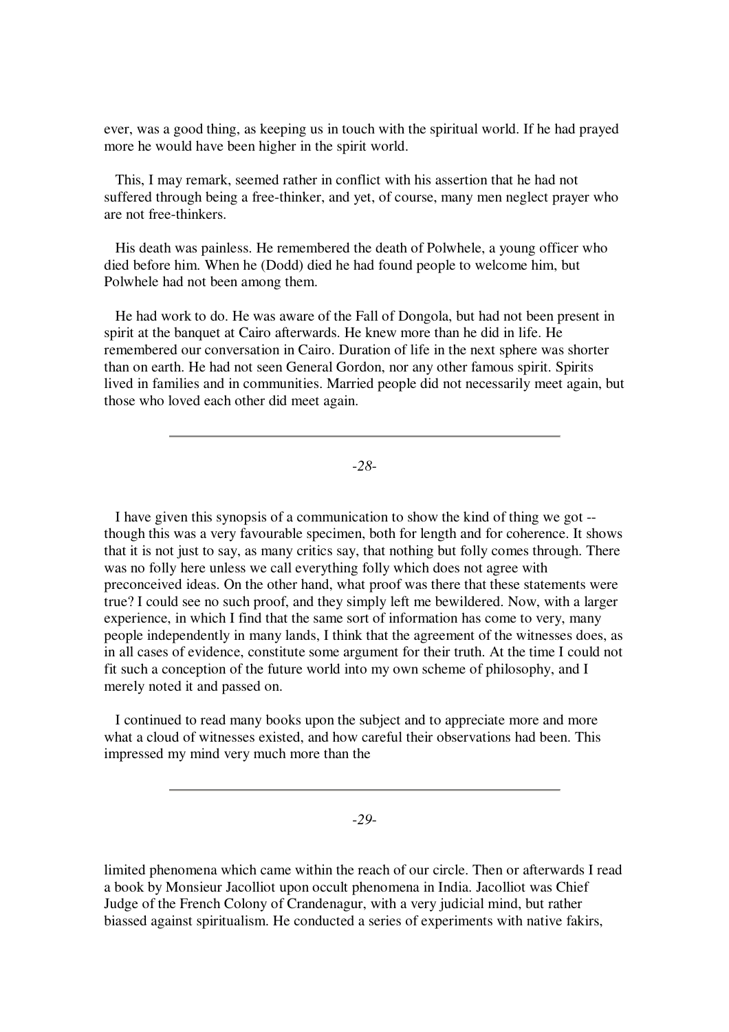ever, was a good thing, as keeping us in touch with the spiritual world. If he had prayed more he would have been higher in the spirit world.

This, I may remark, seemed rather in conflict with his assertion that he had not suffered through being a free-thinker, and yet, of course, many men neglect prayer who are not free-thinkers.

His death was painless. He remembered the death of Polwhele, a young officer who died before him. When he (Dodd) died he had found people to welcome him, but Polwhele had not been among them.

He had work to do. He was aware of the Fall of Dongola, but had not been present in spirit at the banquet at Cairo afterwards. He knew more than he did in life. He remembered our conversation in Cairo. Duration of life in the next sphere was shorter than on earth. He had not seen General Gordon, nor any other famous spirit. Spirits lived in families and in communities. Married people did not necessarily meet again, but those who loved each other did meet again.

---

I have given this synopsis of a communication to show the kind of thing we got -- though this was a very favourable specimen, both for length and for coherence. It shows that it is not just to say, as many critics say, that nothing but folly comes through. There was no folly here unless we call everything folly which does not agree with preconceived ideas. On the other hand, what proof was there that these statements were true? I could see no such proof, and they simply left me bewildered. Now, with a larger experience, in which I find that the same sort of information has come to very, many people independently in many lands, I think that the agreement of the witnesses does, as in all cases of evidence, constitute some argument for their truth. At the time I could not fit such a conception of the future world into my own scheme of philosophy, and I merely noted it and passed on.

I continued to read many books upon the subject and to appreciate more and more what a cloud of witnesses existed, and how careful their observations had been. This impressed my mind very much more than the limited phenomena which came within the reach of our circle. Then or afterwards I read a book by Monsieur Jacolliot upon occult phenomena in India. Jacolliot was Chief Judge of the French Colony of Crandenagur, with a very judicial mind, but rather biassed against spiritualism. He conducted a series of experiments with native fakirs,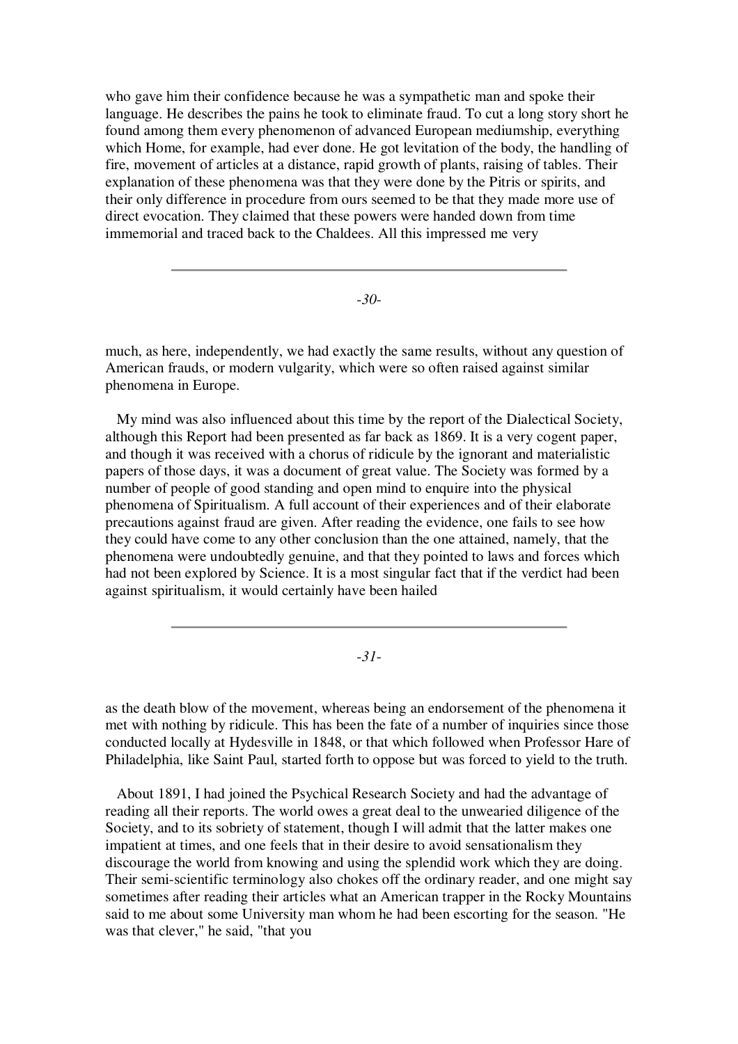who gave him their confidence because he was a sympathetic man and spoke their language. He describes the pains he took to eliminate fraud. To cut a long story short he found among them every phenomenon of advanced European mediumship, everything which Home, for example, had ever done. He got levitation of the body, the handling of fire, movement of articles at a distance, rapid growth of plants, raising of tables. Their explanation of these phenomena was that they were done by the Pitris or spirits, and their only difference in procedure from ours seemed to be that they made more use of direct evocation. They claimed that these powers were handed down from time immemorial and traced back to the Chaldees. All this impressed me very much, as here, independently, we had exactly the same results, without any question of American frauds, or modern vulgarity, which were so often raised against similar phenomena in Europe.

My mind was also influenced about this time by the report of the Dialectical Society, although this Report had been presented as far back as 1869. It is a very cogent paper, and though it was received with a chorus of ridicule by the ignorant and materialistic papers of those days, it was a document of great value. The Society was formed by a number of people of good standing and open mind to enquire into the physical phenomena of Spiritualism. A full account of their experiences and of their elaborate precautions against fraud are given. After reading the evidence, one fails to see how they could have come to any other conclusion than the one attained, namely, that the phenomena were undoubtedly genuine, and that they pointed to laws and forces which had not been explored by Science. It is a most singular fact that if the verdict had been against spiritualism, it would certainly have been hailed as the death blow of the movement, whereas being an endorsement of the phenomena it met with nothing by ridicule. This has been the fate of a number of inquiries since those conducted locally at Hydesville in 1848, or that which followed when Professor Hare of Philadelphia, like Saint Paul, started forth to oppose but was forced to yield to the truth.

About 1891, I had joined the Psychical Research Society and had the advantage of reading all their reports. The world owes a great deal to the unwearied diligence of the Society, and to its sobriety of statement, though I will admit that the latter makes one impatient at times, and one feels that in their desire to avoid sensationalism they discourage the world from knowing and using the splendid work which they are doing. Their semi-scientific terminology also chokes off the ordinary reader, and one might say sometimes after reading their articles what an American trapper in the Rocky Mountains said to me about some University man whom he had been escorting for the season. "He was that clever," he said, "that you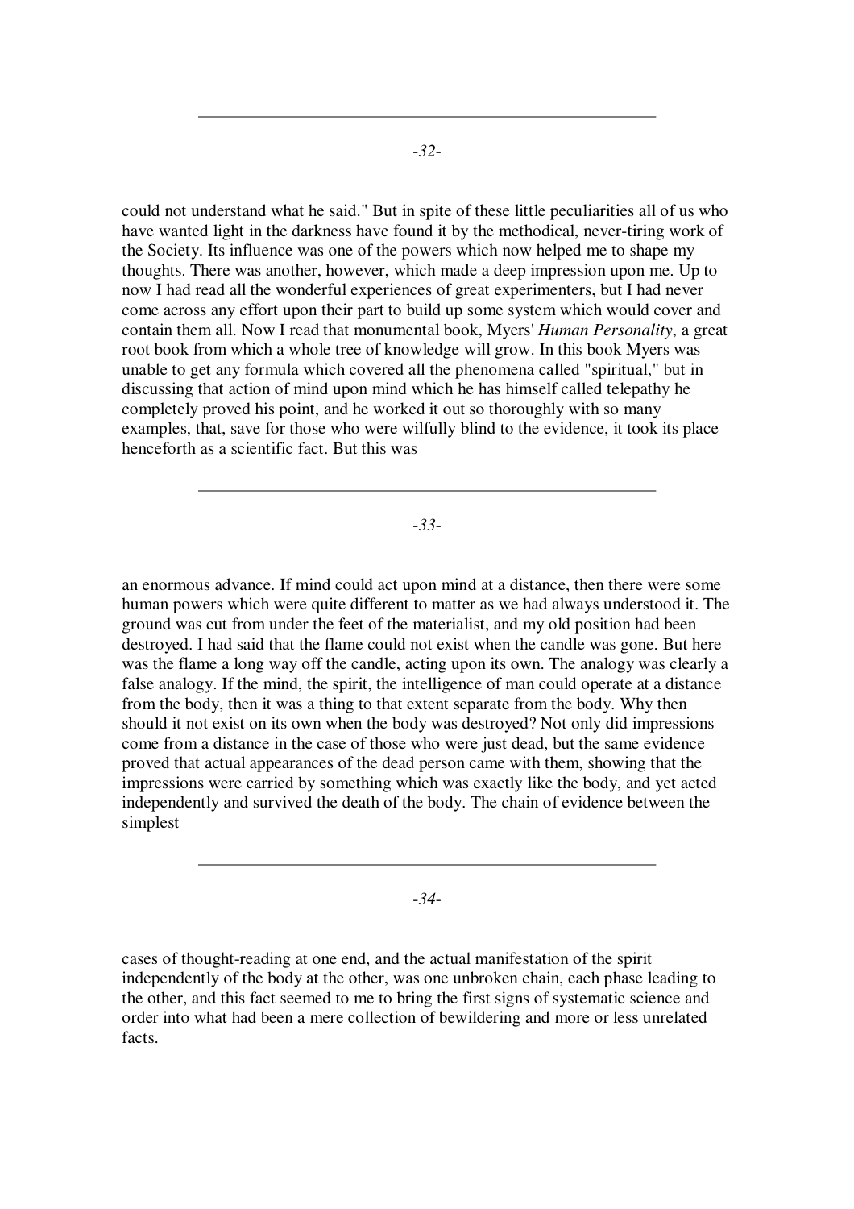could not understand what he said." But in spite of these little peculiarities all of us who have wanted light in the darkness have found it by the methodical, never-tiring work of the Society. Its influence was one of the powers which now helped me to shape my thoughts. There was another, however, which made a deep impression upon me. Up to now I had read all the wonderful experiences of great experimenters, but I had never come across any effort upon their part to build up some system which would cover and contain them all. Now I read that monumental book, Myers' *Human Personality*, a great root book from which a whole tree of knowledge will grow. In this book Myers was unable to get any formula which covered all the phenomena called "spiritual," but in discussing that action of mind upon mind which he has himself called telepathy he completely proved his point, and he worked it out so thoroughly with so many examples, that, save for those who were wilfully blind to the evidence, it took its place henceforth as a scientific fact. But this was an enormous advance. If mind could act upon mind at a distance, then there were some human powers which were quite different to matter as we had always understood it. The ground was cut from under the feet of the materialist, and my old position had been destroyed. I had said that the flame could not exist when the candle was gone. But here was the flame a long way off the candle, acting upon its own. The analogy was clearly a false analogy. If the mind, the spirit, the intelligence of man could operate at a distance from the body, then it was a thing to that extent separate from the body. Why then should it not exist on its own when the body was destroyed? Not only did impressions come from a distance in the case of those who were just dead, but the same evidence proved that actual appearances of the dead person came with them, showing that the impressions were carried by something which was exactly like the body, and yet acted independently and survived the death of the body. The chain of evidence between the simplest cases of thought-reading at one end, and the actual manifestation of the spirit independently of the body at the other, was one unbroken chain, each phase leading to the other, and this fact seemed to me to bring the first signs of systematic science and order into what had been a mere collection of bewildering and more or less unrelated facts.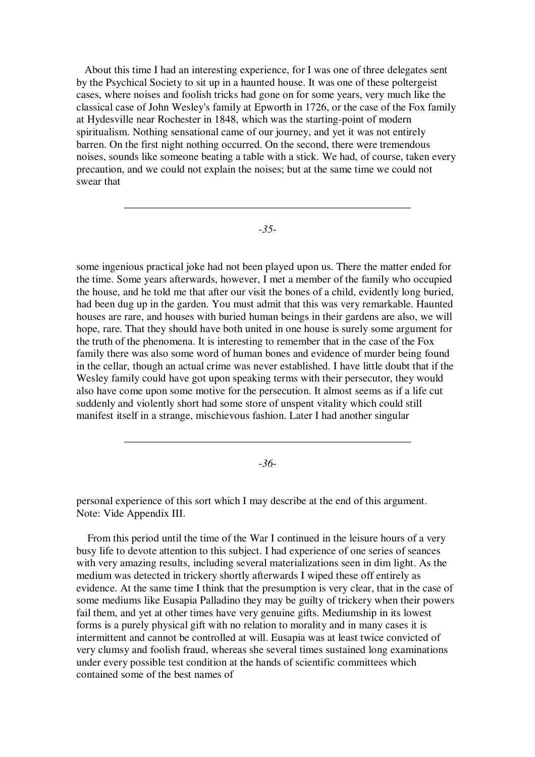About this time I had an interesting experience, for I was one of three delegates sent by the Psychical Society to sit up in a haunted house. It was one of these poltergeist cases, where noises and foolish tricks had gone on for some years, very much like the classical case of John Wesley's family at Epworth in 1726, or the case of the Fox family at Hydesville near Rochester in 1848, which was the starting-point of modern spiritualism. Nothing sensational came of our journey, and yet it was not entirely barren. On the first night nothing occurred. On the second, there were tremendous noises, sounds like someone beating a table with a stick. We had, of course, taken every precaution, and we could not explain the noises; but at the same time we could not swear that some ingenious practical joke had not been played upon us. There the matter ended for the time. Some years afterwards, however, I met a member of the family who occupied the house, and he told me that after our visit the bones of a child, evidently long buried, had been dug up in the garden. You must admit that this was very remarkable. Haunted houses are rare, and houses with buried human beings in their gardens are also, we will hope, rare. That they should have both united in one house is surely some argument for the truth of the phenomena. It is interesting to remember that in the case of the Fox family there was also some word of human bones and evidence of murder being found in the cellar, though an actual crime was never established. I have little doubt that if the Wesley family could have got upon speaking terms with their persecutor, they would also have come upon some motive for the persecution. It almost seems as if a life cut suddenly and violently short had some store of unspent vitality which could still manifest itself in a strange, mischievous fashion. Later I had another singular personal experience of this sort which I may describe at the end of this argument. Note: Vide Appendix III.

From this period until the time of the War I continued in the leisure hours of a very busy life to devote attention to this subject. I had experience of one series of seances with very amazing results, including several materializations seen in dim light. As the medium was detected in trickery shortly afterwards I wiped these off entirely as evidence. At the same time I think that the presumption is very clear, that in the case of some mediums like Eusapia Palladino they may be guilty of trickery when their powers fail them, and yet at other times have very genuine gifts. Mediumship in its lowest forms is a purely physical gift with no relation to morality and in many cases it is intermittent and cannot be controlled at will. Eusapia was at least twice convicted of very clumsy and foolish fraud, whereas she several times sustained long examinations under every possible test condition at the hands of scientific committees which contained some of the best names of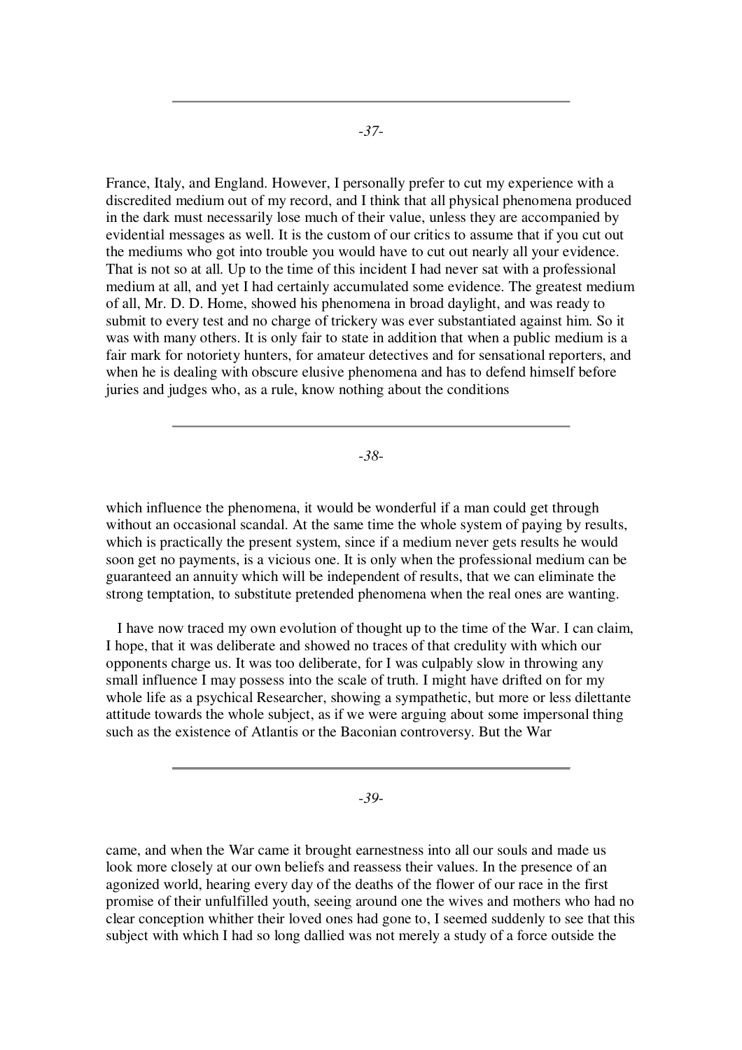France, Italy, and England. However, I personally prefer to cut my experience with a discredited medium out of my record, and I think that all physical phenomena produced in the dark must necessarily lose much of their value, unless they are accompanied by evidential messages as well. It is the custom of our critics to assume that if you cut out the mediums who got into trouble you would have to cut out nearly all your evidence. That is not so at all. Up to the time of this incident I had never sat with a professional medium at all, and yet I had certainly accumulated some evidence. The greatest medium of all, Mr. D. D. Home, showed his phenomena in broad daylight, and was ready to submit to every test and no charge of trickery was ever substantiated against him. So it was with many others. It is only fair to state in addition that when a public medium is a fair mark for notoriety hunters, for amateur detectives and for sensational reporters, and when he is dealing with obscure elusive phenomena and has to defend himself before juries and judges who, as a rule, know nothing about the conditions which influence the phenomena, it would be wonderful if a man could get through without an occasional scandal. At the same time the whole system of paying by results, which is practically the present system, since if a medium never gets results he would soon get no payments, is a vicious one. It is only when the professional medium can be guaranteed an annuity which will be independent of results, that we can eliminate the strong temptation, to substitute pretended phenomena when the real ones are wanting.

I have now traced my own evolution of thought up to the time of the War. I can claim, I hope, that it was deliberate and showed no traces of that credulity with which our opponents charge us. It was too deliberate, for I was culpably slow in throwing any small influence I may possess into the scale of truth. I might have drifted on for my whole life as a psychical Researcher, showing a sympathetic, but more or less dilettante attitude towards the whole subject, as if we were arguing about some impersonal thing such as the existence of Atlantis or the Baconian controversy. But the War came, and when the War came it brought earnestness into all our souls and made us look more closely at our own beliefs and reassess their values. In the presence of an agonized world, hearing every day of the deaths of the flower of our race in the first promise of their unfulfilled youth, seeing around one the wives and mothers who had no clear conception whither their loved ones had gone to, I seemed suddenly to see that this subject with which I had so long dallied was not merely a study of a force outside the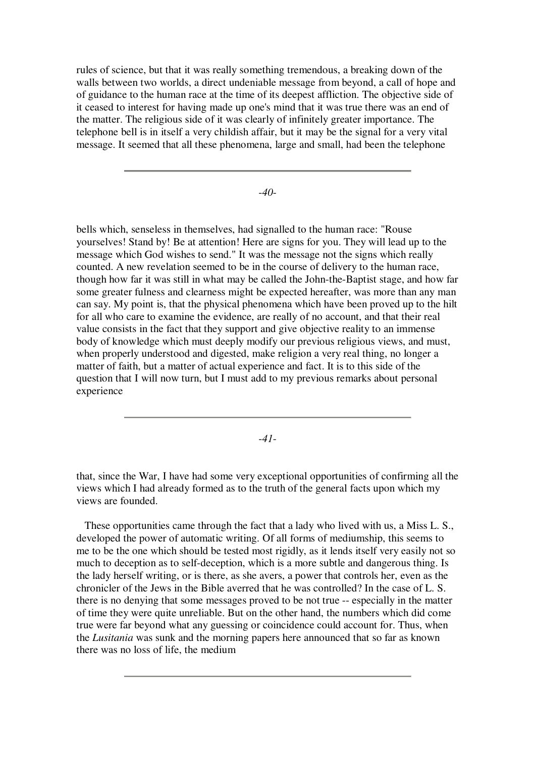rules of science, but that it was really something tremendous, a breaking down of the walls between two worlds, a direct undeniable message from beyond, a call of hope and of guidance to the human race at the time of its deepest affliction. The objective side of it ceased to interest for having made up one's mind that it was true there was an end of the matter. The religious side of it was clearly of infinitely greater importance. The telephone bell is in itself a very childish affair, but it may be the signal for a very vital message. It seemed that all these phenomena, large and small, had been the telephone bells which, senseless in themselves, had signalled to the human race: "Rouse yourselves! Stand by! Be at attention! Here are signs for you. They will lead up to the message which God wishes to send." It was the message not the signs which really counted. A new revelation seemed to be in the course of delivery to the human race, though how far it was still in what may be called the John-the-Baptist stage, and how far some greater fulness and clearness might be expected hereafter, was more than any man can say. My point is, that the physical phenomena which have been proved up to the hilt for all who care to examine the evidence, are really of no account, and that their real value consists in the fact that they support and give objective reality to an immense body of knowledge which must deeply modify our previous religious views, and must, when properly understood and digested, make religion a very real thing, no longer a matter of faith, but a matter of actual experience and fact. It is to this side of the question that I will now turn, but I must add to my previous remarks about personal experience that, since the War, I have had some very exceptional opportunities of confirming all the views which I had already formed as to the truth of the general facts upon which my views are founded.

These opportunities came through the fact that a lady who lived with us, a Miss L. S., developed the power of automatic writing. Of all forms of mediumship, this seems to me to be the one which should be tested most rigidly, as it lends itself very easily not so much to deception as to self-deception, which is a more subtle and dangerous thing. Is the lady herself writing, or is there, as she avers, a power that controls her, even as the chronicler of the Jews in the Bible averred that he was controlled? In the case of L. S. there is no denying that some messages proved to be not true -- especially in the matter of time they were quite unreliable. But on the other hand, the numbers which did come true were far beyond what any guessing or coincidence could account for. Thus, when the *Lusitania* was sunk and the morning papers here announced that so far as known there was no loss of life, the medium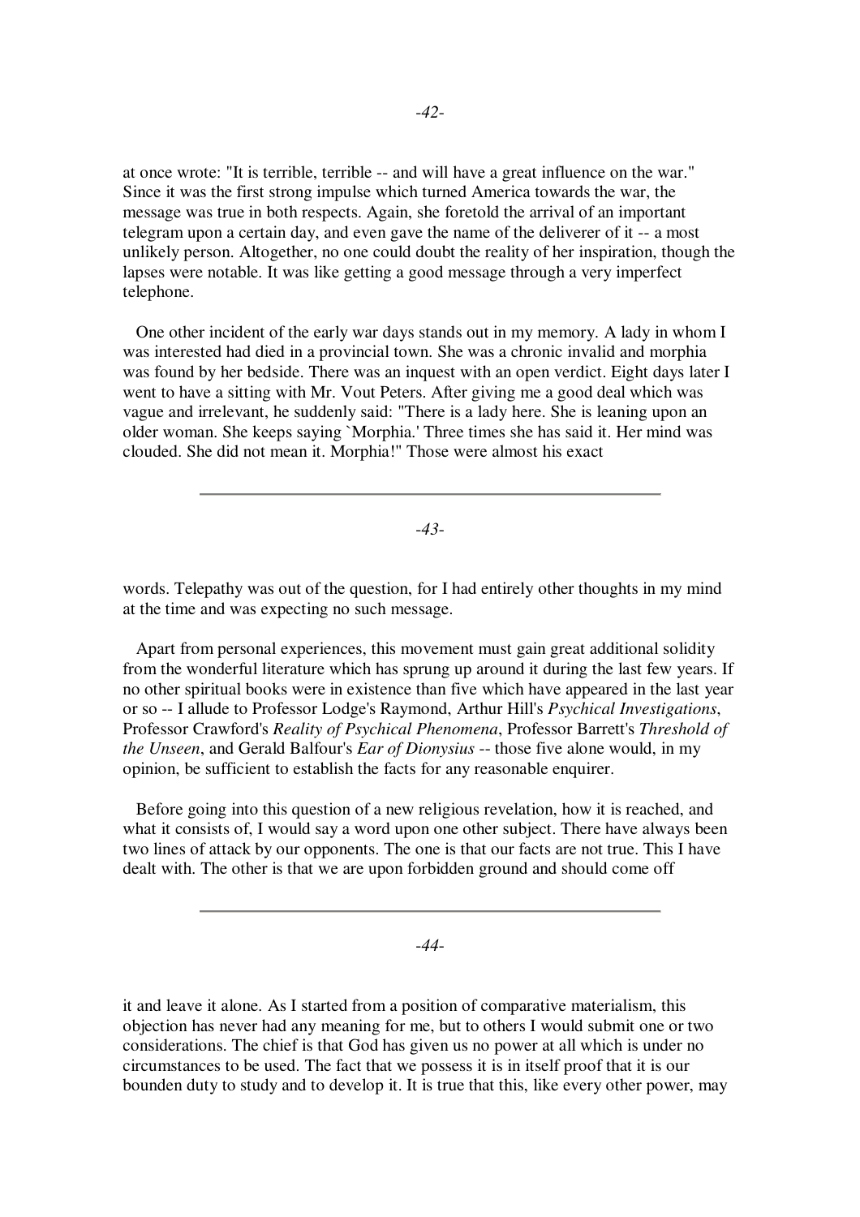at once wrote: "It is terrible, terrible -- and will have a great influence on the war." Since it was the first strong impulse which turned America towards the war, the message was true in both respects. Again, she foretold the arrival of an important telegram upon a certain day, and even gave the name of the deliverer of it -- a most unlikely person. Altogether, no one could doubt the reality of her inspiration, though the lapses were notable. It was like getting a good message through a very imperfect telephone.

One other incident of the early war days stands out in my memory. A lady in whom I was interested had died in a provincial town. She was a chronic invalid and morphia was found by her bedside. There was an inquest with an open verdict. Eight days later I went to have a sitting with Mr. Vout Peters. After giving me a good deal which was vague and irrelevant, he suddenly said: "There is a lady here. She is leaning upon an older woman. She keeps saying `Morphia.' Three times she has said it. Her mind was clouded. She did not mean it. Morphia!" Those were almost his exact words. Telepathy was out of the question, for I had entirely other thoughts in my mind at the time and was expecting no such message.

Apart from personal experiences, this movement must gain great additional solidity from the wonderful literature which has sprung up around it during the last few years. If no other spiritual books were in existence than five which have appeared in the last year or so -- I allude to Professor Lodge's Raymond, Arthur Hill's *Psychical Investigations*, Professor Crawford's *Reality of Psychical Phenomena*, Professor Barrett's *Threshold of the Unseen*, and Gerald Balfour's *Ear of Dionysius* -- those five alone would, in my opinion, be sufficient to establish the facts for any reasonable enquirer.

Before going into this question of a new religious revelation, how it is reached, and what it consists of, I would say a word upon one other subject. There have always been two lines of attack by our opponents. The one is that our facts are not true. This I have dealt with. The other is that we are upon forbidden ground and should come off it and leave it alone. As I started from a position of comparative materialism, this objection has never had any meaning for me, but to others I would submit one or two considerations. The chief is that God has given us no power at all which is under no circumstances to be used. The fact that we possess it is in itself proof that it is our bounden duty to study and to develop it. It is true that this, like every other power, may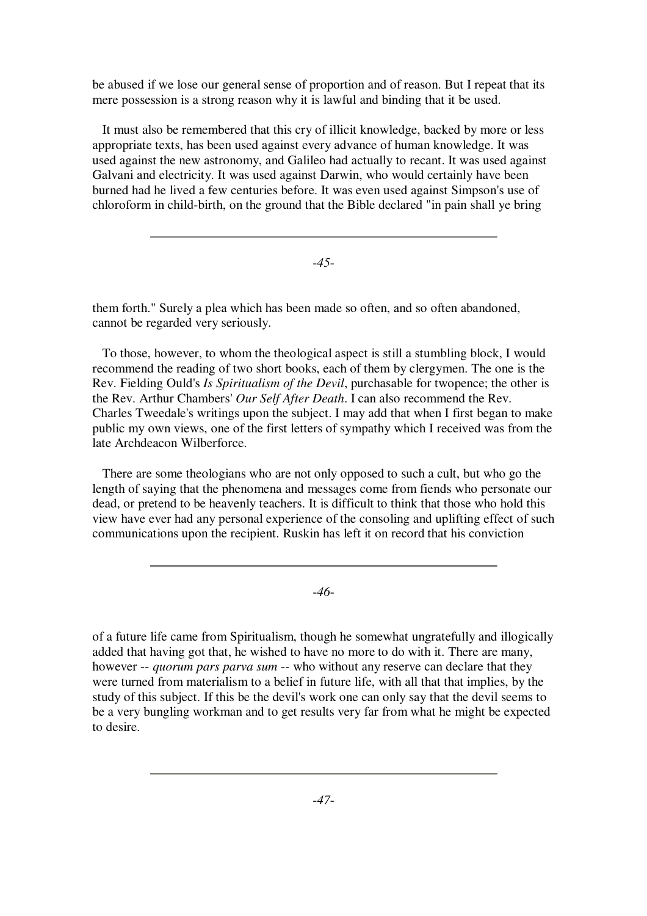be abused if we lose our general sense of proportion and of reason. But I repeat that its mere possession is a strong reason why it is lawful and binding that it be used.

It must also be remembered that this cry of illicit knowledge, backed by more or less appropriate texts, has been used against every advance of human knowledge. It was used against the new astronomy, and Galileo had actually to recant. It was used against Galvani and electricity. It was used against Darwin, who would certainly have been burned had he lived a few centuries before. It was even used against Simpson's use of chloroform in child-birth, on the ground that the Bible declared "in pain shall ye bring them forth." Surely a plea which has been made so often, and so often abandoned, cannot be regarded very seriously.

To those, however, to whom the theological aspect is still a stumbling block, I would recommend the reading of two short books, each of them by clergymen. The one is the Rev. Fielding Ould's *Is Spiritualism of the Devil*, purchasable for twopence; the other is the Rev. Arthur Chambers' *Our Self After Death*. I can also recommend the Rev. Charles Tweedale's writings upon the subject. I may add that when I first began to make public my own views, one of the first letters of sympathy which I received was from the late Archdeacon Wilberforce.

There are some theologians who are not only opposed to such a cult, but who go the length of saying that the phenomena and messages come from fiends who personate our dead, or pretend to be heavenly teachers. It is difficult to think that those who hold this view have ever had any personal experience of the consoling and uplifting effect of such communications upon the recipient. Ruskin has left it on record that his conviction of a future life came from Spiritualism, though he somewhat ungratefully and illogically added that having got that, he wished to have no more to do with it. There are many, however -- *quorum pars parva sum* -- who without any reserve can declare that they were turned from materialism to a belief in future life, with all that that implies, by the study of this subject. If this be the devil's work one can only say that the devil seems to be a very bungling workman and to get results very far from what he might be expected to desire.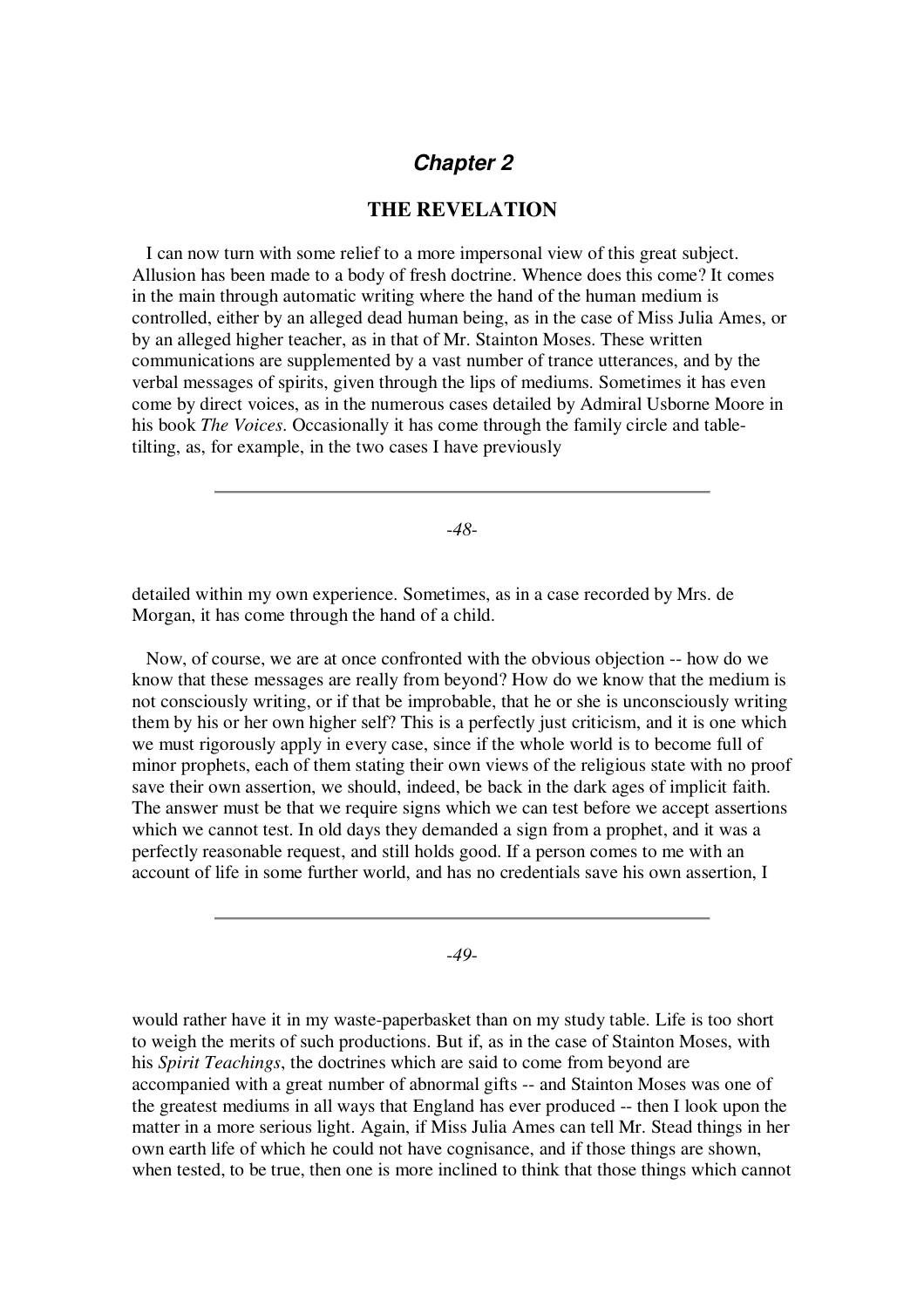## *Chapter 2*

### THE REVELATION

I can now turn with some relief to a more impersonal view of this great subject. Allusion has been made to a body of fresh doctrine. Whence does this come? It comes in the main through automatic writing where the hand of the human medium is controlled, either by an alleged dead human being, as in the case of Miss Julia Ames, or by an alleged higher teacher, as in that of Mr. Stainton Moses. These written communications are supplemented by a vast number of trance utterances, and by the verbal messages of spirits, given through the lips of mediums. Sometimes it has even come by direct voices, as in the numerous cases detailed by Admiral Usborne Moore in his book *The Voices*. Occasionally it has come through the family circle and table-tilting, as, for example, in the two cases I have previously detailed within my own experience. Sometimes, as in a case recorded by Mrs. de Morgan, it has come through the hand of a child.

Now, of course, we are at once confronted with the obvious objection -- how do we know that these messages are really from beyond? How do we know that the medium is not consciously writing, or if that be improbable, that he or she is unconsciously writing them by his or her own higher self? This is a perfectly just criticism, and it is one which we must rigorously apply in every case, since if the whole world is to become full of minor prophets, each of them stating their own views of the religious state with no proof save their own assertion, we should, indeed, be back in the dark ages of implicit faith. The answer must be that we require signs which we can test before we accept assertions which we cannot test. In old days they demanded a sign from a prophet, and it was a perfectly reasonable request, and still holds good. If a person comes to me with an account of life in some further world, and has no credentials save his own assertion, I would rather have it in my waste-paperbasket than on my study table. Life is too short to weigh the merits of such productions. But if, as in the case of Stainton Moses, with his *Spirit Teachings*, the doctrines which are said to come from beyond are accompanied with a great number of abnormal gifts -- and Stainton Moses was one of the greatest mediums in all ways that England has ever produced -- then I look upon the matter in a more serious light. Again, if Miss Julia Ames can tell Mr. Stead things in her own earth life of which he could not have cognisance, and if those things are shown, when tested, to be true, then one is more inclined to think that those things which cannot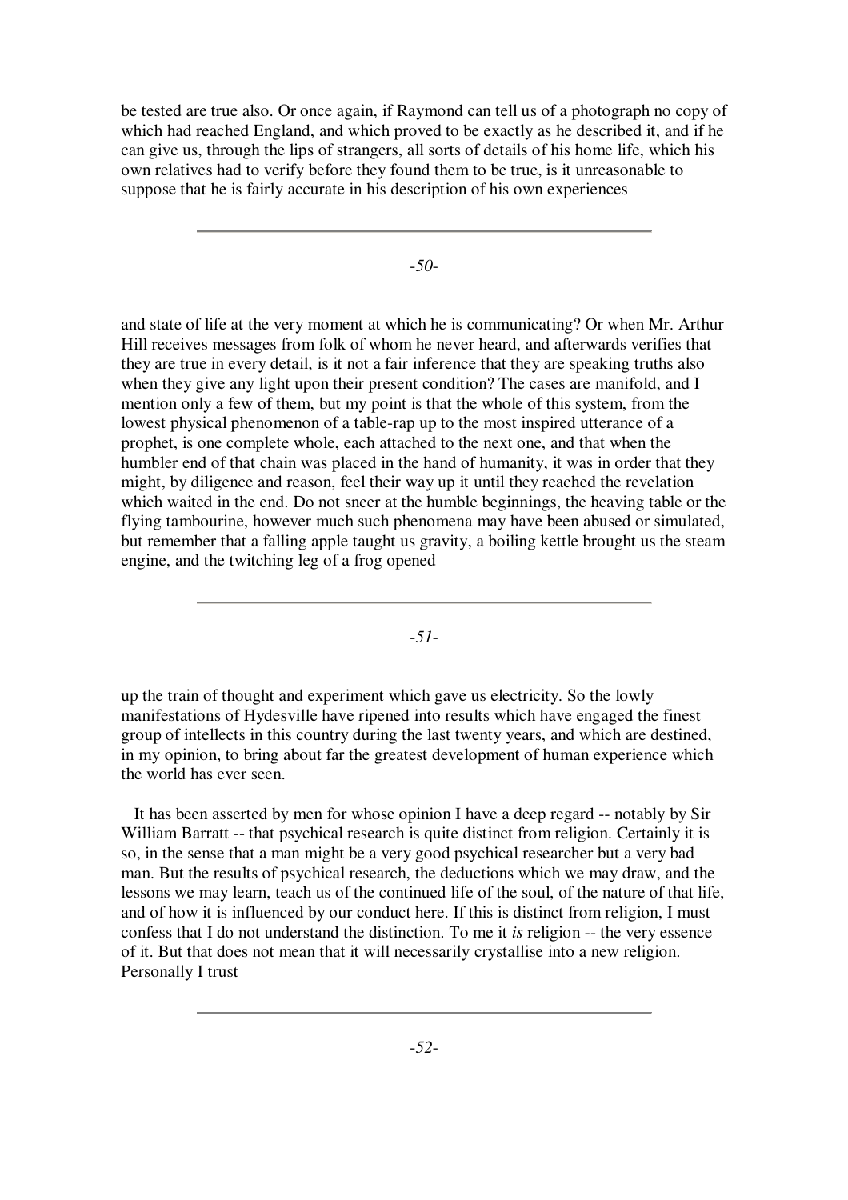be tested are true also. Or once again, if Raymond can tell us of a photograph no copy of which had reached England, and which proved to be exactly as he described it, and if he can give us, through the lips of strangers, all sorts of details of his home life, which his own relatives had to verify before they found them to be true, is it unreasonable to suppose that he is fairly accurate in his description of his own experiences and state of life at the very moment at which he is communicating? Or when Mr. Arthur Hill receives messages from folk of whom he never heard, and afterwards verifies that they are true in every detail, is it not a fair inference that they are speaking truths also when they give any light upon their present condition? The cases are manifold, and I mention only a few of them, but my point is that the whole of this system, from the lowest physical phenomenon of a table-rap up to the most inspired utterance of a prophet, is one complete whole, each attached to the next one, and that when the humbler end of that chain was placed in the hand of humanity, it was in order that they might, by diligence and reason, feel their way up it until they reached the revelation which waited in the end. Do not sneer at the humble beginnings, the heaving table or the flying tambourine, however much such phenomena may have been abused or simulated, but remember that a falling apple taught us gravity, a boiling kettle brought us the steam engine, and the twitching leg of a frog opened up the train of thought and experiment which gave us electricity. So the lowly manifestations of Hydesville have ripened into results which have engaged the finest group of intellects in this country during the last twenty years, and which are destined, in my opinion, to bring about far the greatest development of human experience which the world has ever seen.

It has been asserted by men for whose opinion I have a deep regard -- notably by Sir William Barratt -- that psychical research is quite distinct from religion. Certainly it is so, in the sense that a man might be a very good psychical researcher but a very bad man. But the results of psychical research, the deductions which we may draw, and the lessons we may learn, teach us of the continued life of the soul, of the nature of that life, and of how it is influenced by our conduct here. If this is distinct from religion, I must confess that I do not understand the distinction. To me it *is* religion -- the very essence of it. But that does not mean that it will necessarily crystallise into a new religion. Personally I trust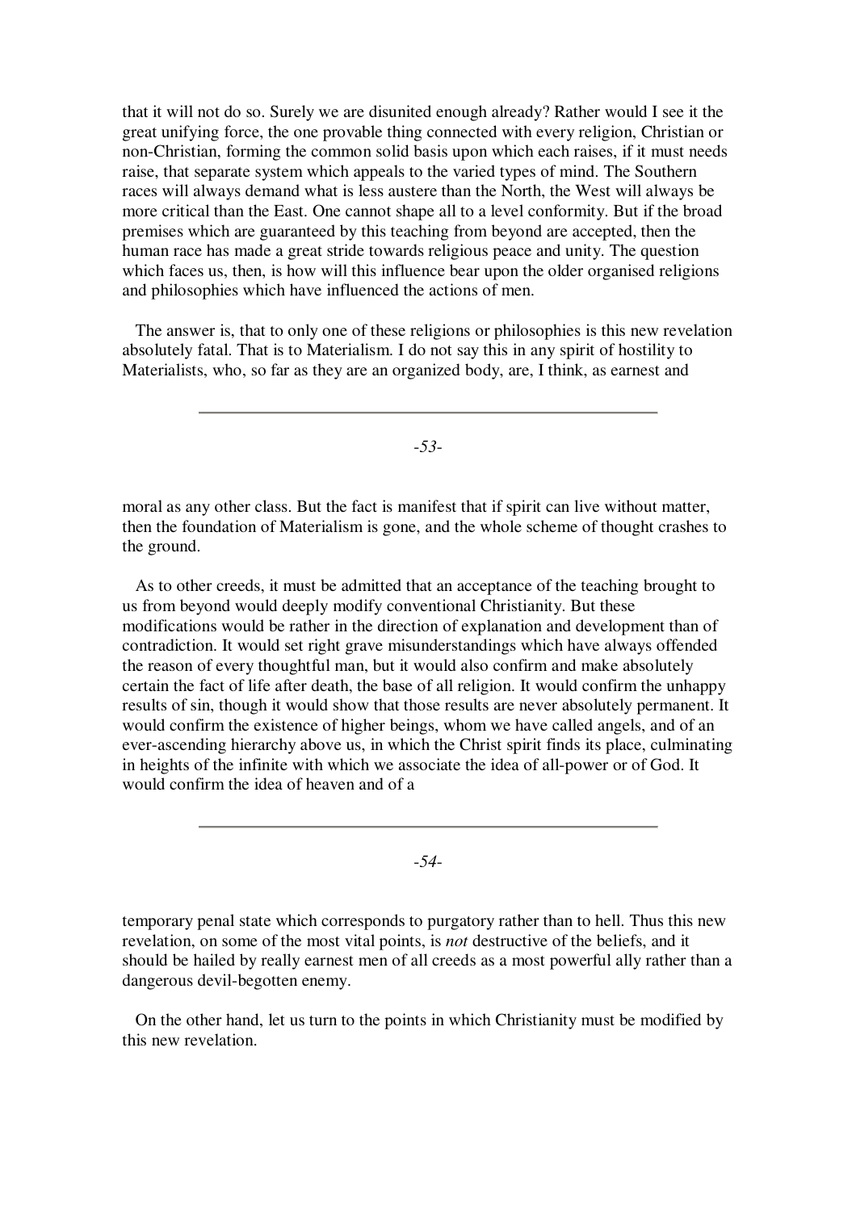that it will not do so. Surely we are disunited enough already? Rather would I see it the great unifying force, the one provable thing connected with every religion, Christian or non-Christian, forming the common solid basis upon which each raises, if it must needs raise, that separate system which appeals to the varied types of mind. The Southern races will always demand what is less austere than the North, the West will always be more critical than the East. One cannot shape all to a level conformity. But if the broad premises which are guaranteed by this teaching from beyond are accepted, then the human race has made a great stride towards religious peace and unity. The question which faces us, then, is how will this influence bear upon the older organised religions and philosophies which have influenced the actions of men.

The answer is, that to only one of these religions or philosophies is this new revelation absolutely fatal. That is to Materialism. I do not say this in any spirit of hostility to Materialists, who, so far as they are an organized body, are, I think, as earnest and moral as any other class. But the fact is manifest that if spirit can live without matter, then the foundation of Materialism is gone, and the whole scheme of thought crashes to the ground.

As to other creeds, it must be admitted that an acceptance of the teaching brought to us from beyond would deeply modify conventional Christianity. But these modifications would be rather in the direction of explanation and development than of contradiction. It would set right grave misunderstandings which have always offended the reason of every thoughtful man, but it would also confirm and make absolutely certain the fact of life after death, the base of all religion. It would confirm the unhappy results of sin, though it would show that those results are never absolutely permanent. It would confirm the existence of higher beings, whom we have called angels, and of an ever-ascending hierarchy above us, in which the Christ spirit finds its place, culminating in heights of the infinite with which we associate the idea of all-power or of God. It would confirm the idea of heaven and of a temporary penal state which corresponds to purgatory rather than to hell. Thus this new revelation, on some of the most vital points, is *not* destructive of the beliefs, and it should be hailed by really earnest men of all creeds as a most powerful ally rather than a dangerous devil-begotten enemy.

On the other hand, let us turn to the points in which Christianity must be modified by this new revelation.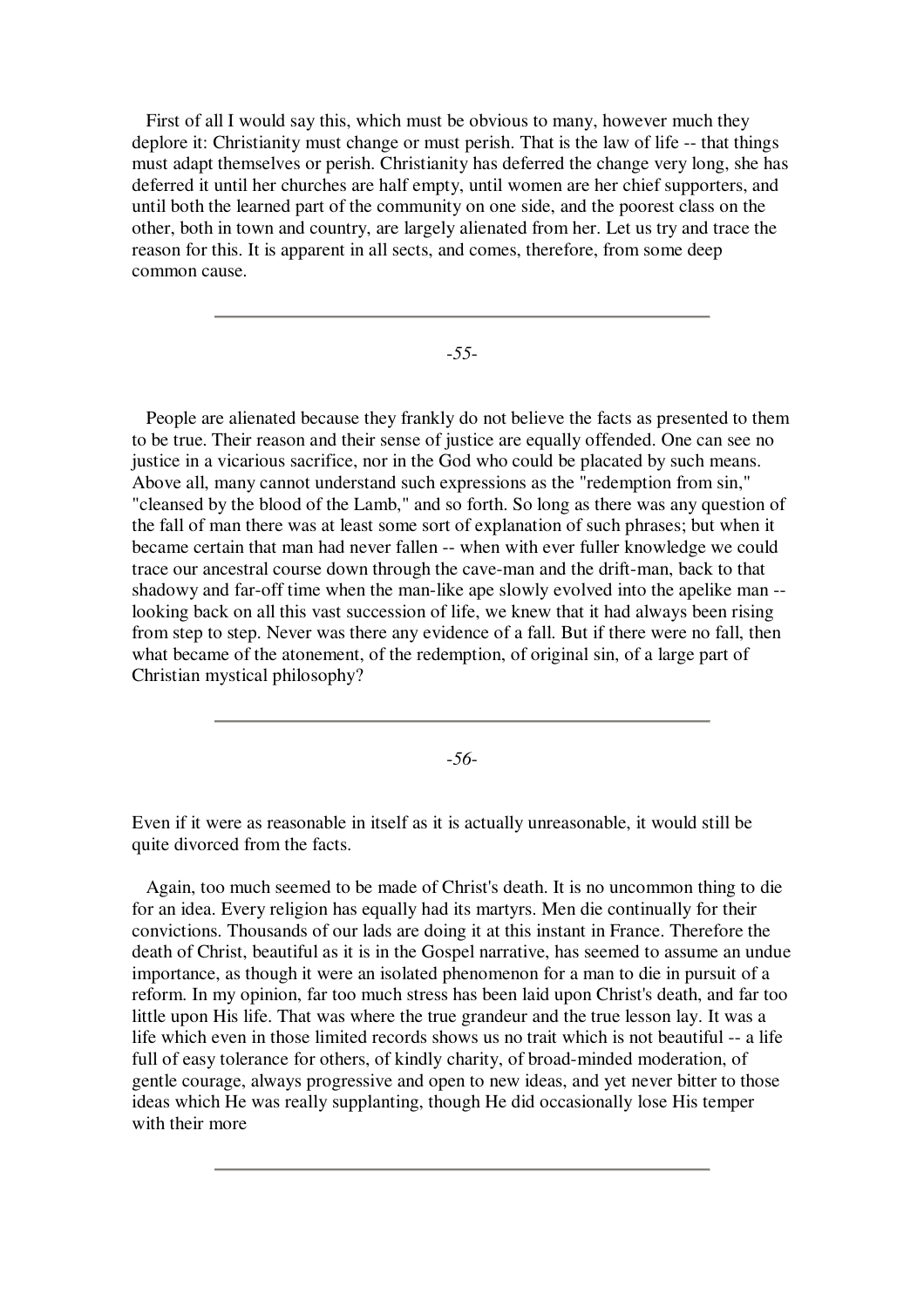First of all I would say this, which must be obvious to many, however much they deplore it: Christianity must change or must perish. That is the law of life -- that things must adapt themselves or perish. Christianity has deferred the change very long, she has deferred it until her churches are half empty, until women are her chief supporters, and until both the learned part of the community on one side, and the poorest class on the other, both in town and country, are largely alienated from her. Let us try and trace the reason for this. It is apparent in all sects, and comes, therefore, from some deep common cause.

People are alienated because they frankly do not believe the facts as presented to them to be true. Their reason and their sense of justice are equally offended. One can see no justice in a vicarious sacrifice, nor in the God who could be placated by such means. Above all, many cannot understand such expressions as the "redemption from sin," "cleansed by the blood of the Lamb," and so forth. So long as there was any question of the fall of man there was at least some sort of explanation of such phrases; but when it became certain that man had never fallen -- when with ever fuller knowledge we could trace our ancestral course down through the cave-man and the drift-man, back to that shadowy and far-off time when the man-like ape slowly evolved into the apelike man -- looking back on all this vast succession of life, we knew that it had always been rising from step to step. Never was there any evidence of a fall. But if there were no fall, then what became of the atonement, of the redemption, of original sin, of a large part of Christian mystical philosophy?

Even if it were as reasonable in itself as it is actually unreasonable, it would still be quite divorced from the facts.

Again, too much seemed to be made of Christ's death. It is no uncommon thing to die for an idea. Every religion has equally had its martyrs. Men die continually for their convictions. Thousands of our lads are doing it at this instant in France. Therefore the death of Christ, beautiful as it is in the Gospel narrative, has seemed to assume an undue importance, as though it were an isolated phenomenon for a man to die in pursuit of a reform. In my opinion, far too much stress has been laid upon Christ's death, and far too little upon His life. That was where the true grandeur and the true lesson lay. It was a life which even in those limited records shows us no trait which is not beautiful -- a life full of easy tolerance for others, of kindly charity, of broad-minded moderation, of gentle courage, always progressive and open to new ideas, and yet never bitter to those ideas which He was really supplanting, though He did occasionally lose His temper with their more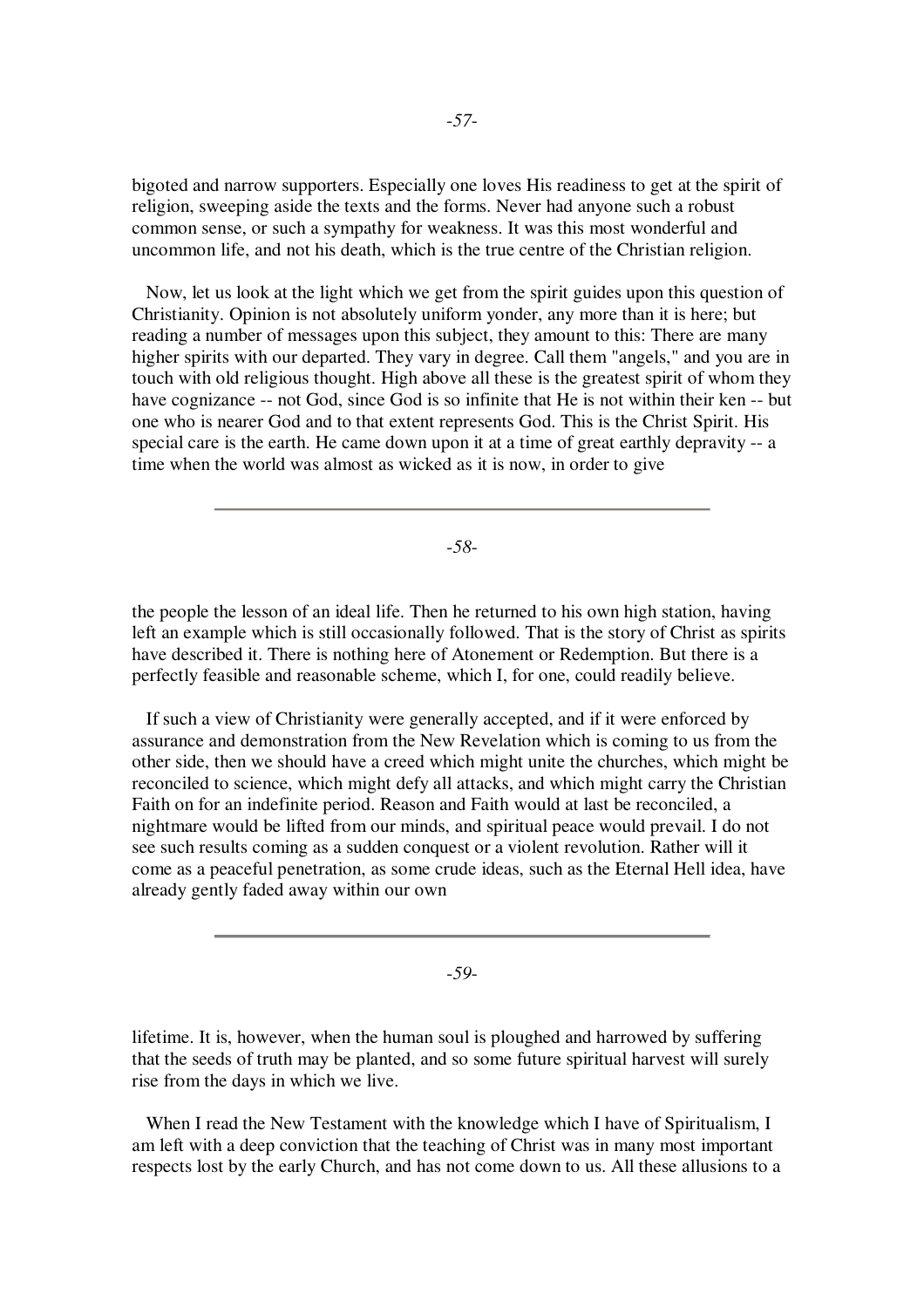bigoted and narrow supporters. Especially one loves His readiness to get at the spirit of religion, sweeping aside the texts and the forms. Never had anyone such a robust common sense, or such a sympathy for weakness. It was this most wonderful and uncommon life, and not his death, which is the true centre of the Christian religion.

Now, let us look at the light which we get from the spirit guides upon this question of Christianity. Opinion is not absolutely uniform yonder, any more than it is here; but reading a number of messages upon this subject, they amount to this: There are many higher spirits with our departed. They vary in degree. Call them "angels," and you are in touch with old religious thought. High above all these is the greatest spirit of whom they have cognizance -- not God, since God is so infinite that He is not within their ken -- but one who is nearer God and to that extent represents God. This is the Christ Spirit. His special care is the earth. He came down upon it at a time of great earthly depravity -- a time when the world was almost as wicked as it is now, in order to give the people the lesson of an ideal life. Then he returned to his own high station, having left an example which is still occasionally followed. That is the story of Christ as spirits have described it. There is nothing here of Atonement or Redemption. But there is a perfectly feasible and reasonable scheme, which I, for one, could readily believe.

If such a view of Christianity were generally accepted, and if it were enforced by assurance and demonstration from the New Revelation which is coming to us from the other side, then we should have a creed which might unite the churches, which might be reconciled to science, which might defy all attacks, and which might carry the Christian Faith on for an indefinite period. Reason and Faith would at last be reconciled, a nightmare would be lifted from our minds, and spiritual peace would prevail. I do not see such results coming as a sudden conquest or a violent revolution. Rather will it come as a peaceful penetration, as some crude ideas, such as the Eternal Hell idea, have already gently faded away within our own lifetime. It is, however, when the human soul is ploughed and harrowed by suffering that the seeds of truth may be planted, and so some future spiritual harvest will surely rise from the days in which we live.

When I read the New Testament with the knowledge which I have of Spiritualism, I am left with a deep conviction that the teaching of Christ was in many most important respects lost by the early Church, and has not come down to us. All these allusions to a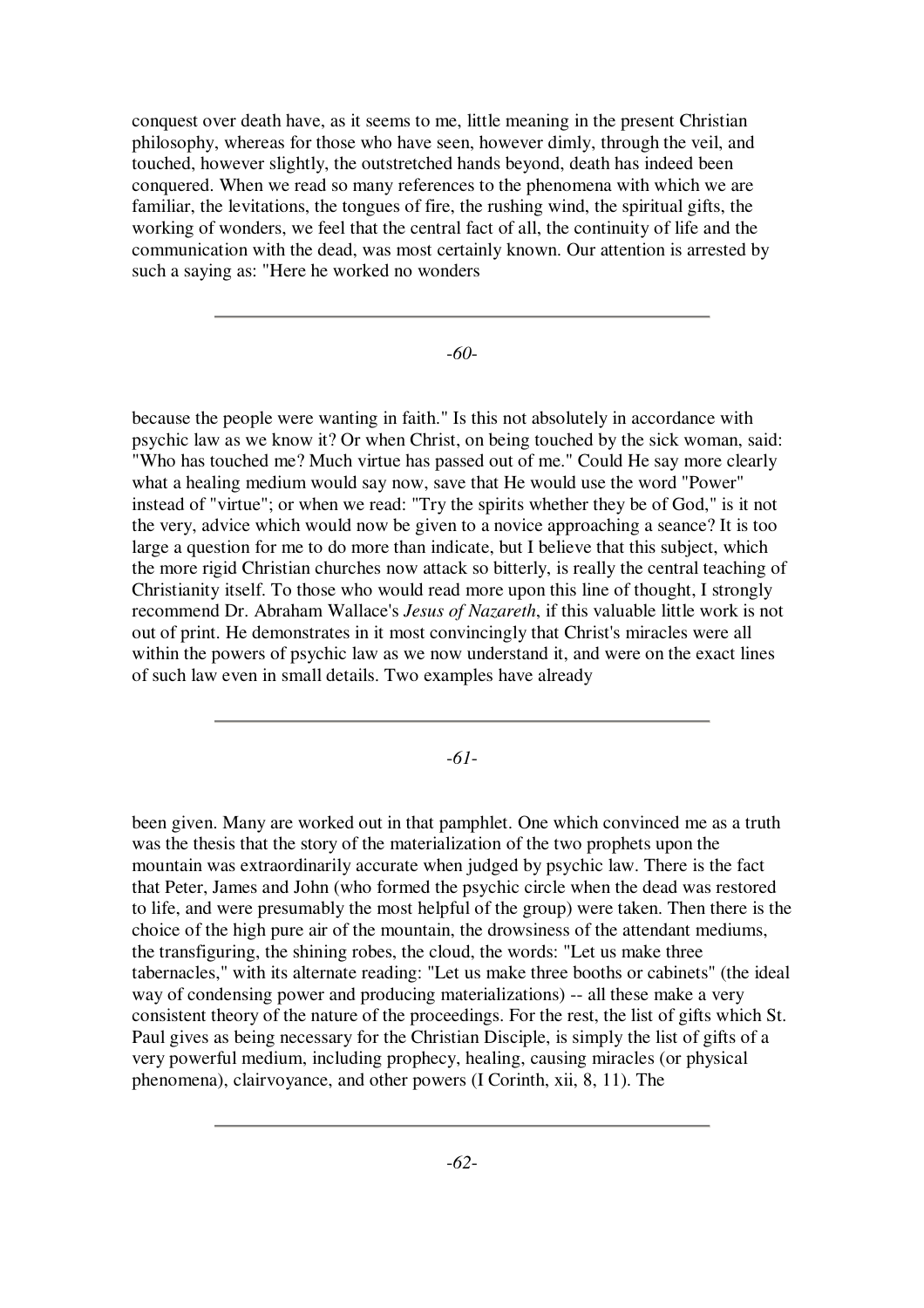conquest over death have, as it seems to me, little meaning in the present Christian philosophy, whereas for those who have seen, however dimly, through the veil, and touched, however slightly, the outstretched hands beyond, death has indeed been conquered. When we read so many references to the phenomena with which we are familiar, the levitations, the tongues of fire, the rushing wind, the spiritual gifts, the working of wonders, we feel that the central fact of all, the continuity of life and the communication with the dead, was most certainly known. Our attention is arrested by such a saying as: "Here he worked no wonders because the people were wanting in faith." Is this not absolutely in accordance with psychic law as we know it? Or when Christ, on being touched by the sick woman, said: "Who has touched me? Much virtue has passed out of me." Could He say more clearly what a healing medium would say now, save that He would use the word "Power" instead of "virtue"; or when we read: "Try the spirits whether they be of God," is it not the very, advice which would now be given to a novice approaching a seance? It is too large a question for me to do more than indicate, but I believe that this subject, which the more rigid Christian churches now attack so bitterly, is really the central teaching of Christianity itself. To those who would read more upon this line of thought, I strongly recommend Dr. Abraham Wallace's *Jesus of Nazareth*, if this valuable little work is not out of print. He demonstrates in it most convincingly that Christ's miracles were all within the powers of psychic law as we now understand it, and were on the exact lines of such law even in small details. Two examples have already been given. Many are worked out in that pamphlet. One which convinced me as a truth was the thesis that the story of the materialization of the two prophets upon the mountain was extraordinarily accurate when judged by psychic law. There is the fact that Peter, James and John (who formed the psychic circle when the dead was restored to life, and were presumably the most helpful of the group) were taken. Then there is the choice of the high pure air of the mountain, the drowsiness of the attendant mediums, the transfiguring, the shining robes, the cloud, the words: "Let us make three tabernacles," with its alternate reading: "Let us make three booths or cabinets" (the ideal way of condensing power and producing materializations) -- all these make a very consistent theory of the nature of the proceedings. For the rest, the list of gifts which St. Paul gives as being necessary for the Christian Disciple, is simply the list of gifts of a very powerful medium, including prophecy, healing, causing miracles (or physical phenomena), clairvoyance, and other powers (I Corinth, xii, 8, 11). The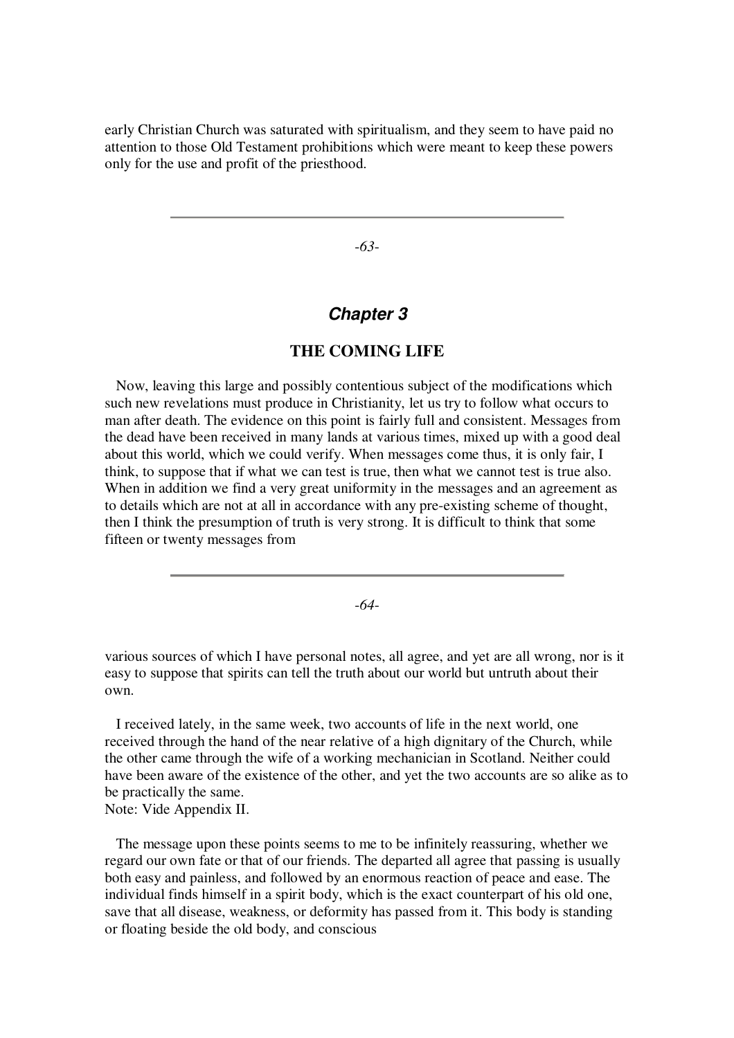early Christian Church was saturated with spiritualism, and they seem to have paid no attention to those Old Testament prohibitions which were meant to keep these powers only for the use and profit of the priesthood.

## Chapter 3

### THE COMING LIFE

Now, leaving this large and possibly contentious subject of the modifications which such new revelations must produce in Christianity, let us try to follow what occurs to man after death. The evidence on this point is fairly full and consistent. Messages from the dead have been received in many lands at various times, mixed up with a good deal about this world, which we could verify. When messages come thus, it is only fair, I think, to suppose that if what we can test is true, then what we cannot test is true also. When in addition we find a very great uniformity in the messages and an agreement as to details which are not at all in accordance with any pre-existing scheme of thought, then I think the presumption of truth is very strong. It is difficult to think that some fifteen or twenty messages from various sources of which I have personal notes, all agree, and yet are all wrong, nor is it easy to suppose that spirits can tell the truth about our world but untruth about their own.

I received lately, in the same week, two accounts of life in the next world, one received through the hand of the near relative of a high dignitary of the Church, while the other came through the wife of a working mechanician in Scotland. Neither could have been aware of the existence of the other, and yet the two accounts are so alike as to be practically the same.
Note: Vide Appendix II.

The message upon these points seems to me to be infinitely reassuring, whether we regard our own fate or that of our friends. The departed all agree that passing is usually both easy and painless, and followed by an enormous reaction of peace and ease. The individual finds himself in a spirit body, which is the exact counterpart of his old one, save that all disease, weakness, or deformity has passed from it. This body is standing or floating beside the old body, and conscious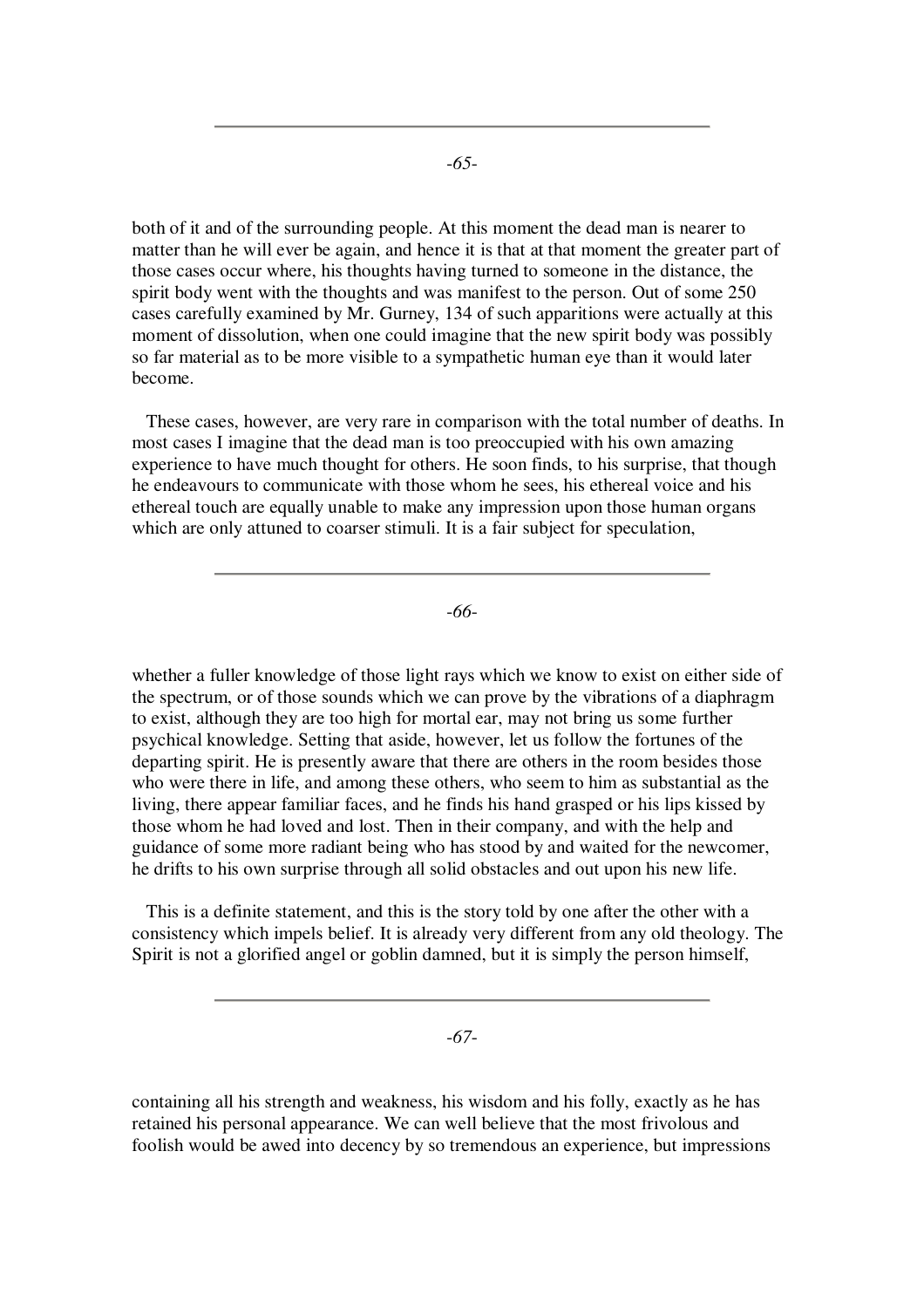both of it and of the surrounding people. At this moment the dead man is nearer to matter than he will ever be again, and hence it is that at that moment the greater part of those cases occur where, his thoughts having turned to someone in the distance, the spirit body went with the thoughts and was manifest to the person. Out of some 250 cases carefully examined by Mr. Gurney, 134 of such apparitions were actually at this moment of dissolution, when one could imagine that the new spirit body was possibly so far material as to be more visible to a sympathetic human eye than it would later become.

These cases, however, are very rare in comparison with the total number of deaths. In most cases I imagine that the dead man is too preoccupied with his own amazing experience to have much thought for others. He soon finds, to his surprise, that though he endeavours to communicate with those whom he sees, his ethereal voice and his ethereal touch are equally unable to make any impression upon those human organs which are only attuned to coarser stimuli. It is a fair subject for speculation, whether a fuller knowledge of those light rays which we know to exist on either side of the spectrum, or of those sounds which we can prove by the vibrations of a diaphragm to exist, although they are too high for mortal ear, may not bring us some further psychical knowledge. Setting that aside, however, let us follow the fortunes of the departing spirit. He is presently aware that there are others in the room besides those who were there in life, and among these others, who seem to him as substantial as the living, there appear familiar faces, and he finds his hand grasped or his lips kissed by those whom he had loved and lost. Then in their company, and with the help and guidance of some more radiant being who has stood by and waited for the newcomer, he drifts to his own surprise through all solid obstacles and out upon his new life.

This is a definite statement, and this is the story told by one after the other with a consistency which impels belief. It is already very different from any old theology. The Spirit is not a glorified angel or goblin damned, but it is simply the person himself, containing all his strength and weakness, his wisdom and his folly, exactly as he has retained his personal appearance. We can well believe that the most frivolous and foolish would be awed into decency by so tremendous an experience, but impressions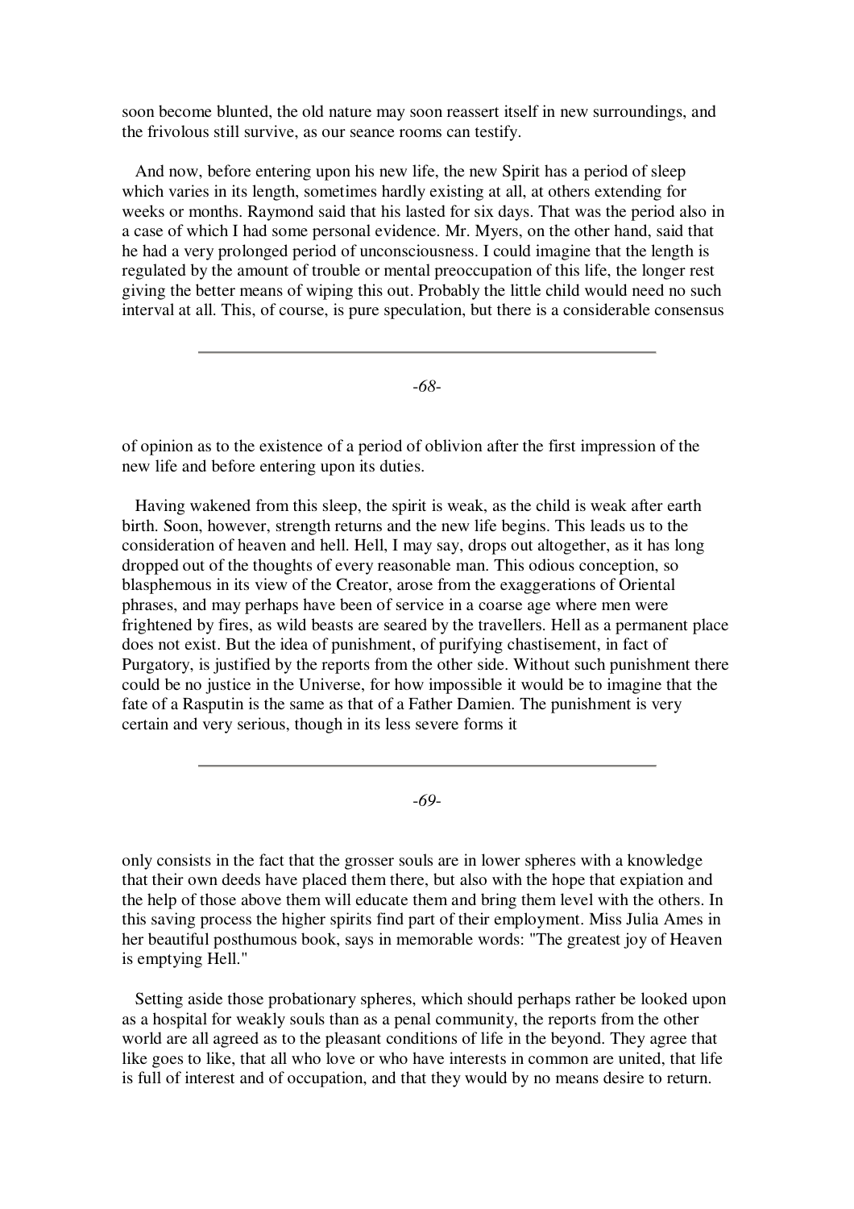soon become blunted, the old nature may soon reassert itself in new surroundings, and the frivolous still survive, as our seance rooms can testify.

And now, before entering upon his new life, the new Spirit has a period of sleep which varies in its length, sometimes hardly existing at all, at others extending for weeks or months. Raymond said that his lasted for six days. That was the period also in a case of which I had some personal evidence. Mr. Myers, on the other hand, said that he had a very prolonged period of unconsciousness. I could imagine that the length is regulated by the amount of trouble or mental preoccupation of this life, the longer rest giving the better means of wiping this out. Probably the little child would need no such interval at all. This, of course, is pure speculation, but there is a considerable consensus of opinion as to the existence of a period of oblivion after the first impression of the new life and before entering upon its duties.

Having wakened from this sleep, the spirit is weak, as the child is weak after earth birth. Soon, however, strength returns and the new life begins. This leads us to the consideration of heaven and hell. Hell, I may say, drops out altogether, as it has long dropped out of the thoughts of every reasonable man. This odious conception, so blasphemous in its view of the Creator, arose from the exaggerations of Oriental phrases, and may perhaps have been of service in a coarse age where men were frightened by fires, as wild beasts are seared by the travellers. Hell as a permanent place does not exist. But the idea of punishment, of purifying chastisement, in fact of Purgatory, is justified by the reports from the other side. Without such punishment there could be no justice in the Universe, for how impossible it would be to imagine that the fate of a Rasputin is the same as that of a Father Damien. The punishment is very certain and very serious, though in its less severe forms it only consists in the fact that the grosser souls are in lower spheres with a knowledge that their own deeds have placed them there, but also with the hope that expiation and the help of those above them will educate them and bring them level with the others. In this saving process the higher spirits find part of their employment. Miss Julia Ames in her beautiful posthumous book, says in memorable words: "The greatest joy of Heaven is emptying Hell."

Setting aside those probationary spheres, which should perhaps rather be looked upon as a hospital for weakly souls than as a penal community, the reports from the other world are all agreed as to the pleasant conditions of life in the beyond. They agree that like goes to like, that all who love or who have interests in common are united, that life is full of interest and of occupation, and that they would by no means desire to return.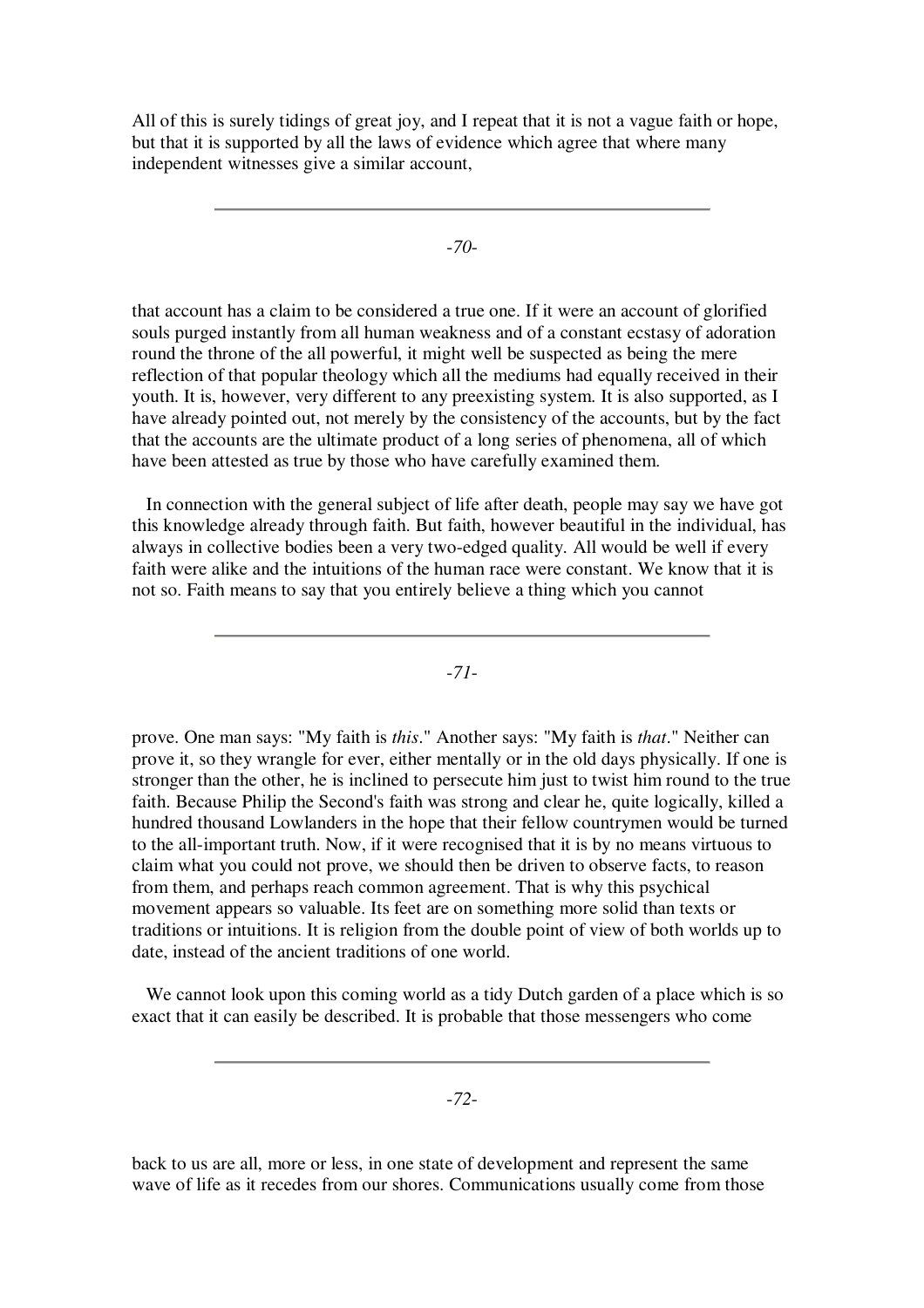All of this is surely tidings of great joy, and I repeat that it is not a vague faith or hope, but that it is supported by all the laws of evidence which agree that where many independent witnesses give a similar account, that account has a claim to be considered a true one. If it were an account of glorified souls purged instantly from all human weakness and of a constant ecstasy of adoration round the throne of the all powerful, it might well be suspected as being the mere reflection of that popular theology which all the mediums had equally received in their youth. It is, however, very different to any preexisting system. It is also supported, as I have already pointed out, not merely by the consistency of the accounts, but by the fact that the accounts are the ultimate product of a long series of phenomena, all of which have been attested as true by those who have carefully examined them.

In connection with the general subject of life after death, people may say we have got this knowledge already through faith. But faith, however beautiful in the individual, has always in collective bodies been a very two-edged quality. All would be well if every faith were alike and the intuitions of the human race were constant. We know that it is not so. Faith means to say that you entirely believe a thing which you cannot prove. One man says: "My faith is *this*." Another says: "My faith is *that*." Neither can prove it, so they wrangle for ever, either mentally or in the old days physically. If one is stronger than the other, he is inclined to persecute him just to twist him round to the true faith. Because Philip the Second's faith was strong and clear he, quite logically, killed a hundred thousand Lowlanders in the hope that their fellow countrymen would be turned to the all-important truth. Now, if it were recognised that it is by no means virtuous to claim what you could not prove, we should then be driven to observe facts, to reason from them, and perhaps reach common agreement. That is why this psychical movement appears so valuable. Its feet are on something more solid than texts or traditions or intuitions. It is religion from the double point of view of both worlds up to date, instead of the ancient traditions of one world.

We cannot look upon this coming world as a tidy Dutch garden of a place which is so exact that it can easily be described. It is probable that those messengers who come back to us are all, more or less, in one state of development and represent the same wave of life as it recedes from our shores. Communications usually come from those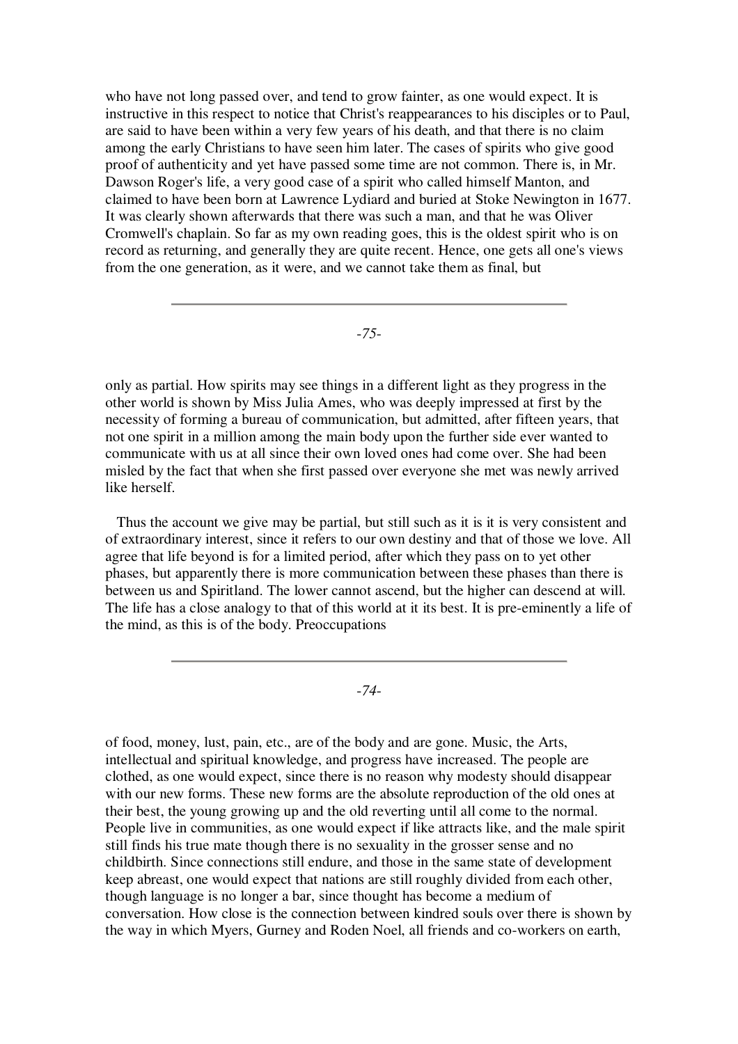who have not long passed over, and tend to grow fainter, as one would expect. It is instructive in this respect to notice that Christ's reappearances to his disciples or to Paul, are said to have been within a very few years of his death, and that there is no claim among the early Christians to have seen him later. The cases of spirits who give good proof of authenticity and yet have passed some time are not common. There is, in Mr. Dawson Roger's life, a very good case of a spirit who called himself Manton, and claimed to have been born at Lawrence Lydiard and buried at Stoke Newington in 1677. It was clearly shown afterwards that there was such a man, and that he was Oliver Cromwell's chaplain. So far as my own reading goes, this is the oldest spirit who is on record as returning, and generally they are quite recent. Hence, one gets all one's views from the one generation, as it were, and we cannot take them as final, but only as partial. How spirits may see things in a different light as they progress in the other world is shown by Miss Julia Ames, who was deeply impressed at first by the necessity of forming a bureau of communication, but admitted, after fifteen years, that not one spirit in a million among the main body upon the further side ever wanted to communicate with us at all since their own loved ones had come over. She had been misled by the fact that when she first passed over everyone she met was newly arrived like herself.

Thus the account we give may be partial, but still such as it is it is very consistent and of extraordinary interest, since it refers to our own destiny and that of those we love. All agree that life beyond is for a limited period, after which they pass on to yet other phases, but apparently there is more communication between these phases than there is between us and Spiritland. The lower cannot ascend, but the higher can descend at will. The life has a close analogy to that of this world at it its best. It is pre-eminently a life of the mind, as this is of the body. Preoccupations of food, money, lust, pain, etc., are of the body and are gone. Music, the Arts, intellectual and spiritual knowledge, and progress have increased. The people are clothed, as one would expect, since there is no reason why modesty should disappear with our new forms. These new forms are the absolute reproduction of the old ones at their best, the young growing up and the old reverting until all come to the normal. People live in communities, as one would expect if like attracts like, and the male spirit still finds his true mate though there is no sexuality in the grosser sense and no childbirth. Since connections still endure, and those in the same state of development keep abreast, one would expect that nations are still roughly divided from each other, though language is no longer a bar, since thought has become a medium of conversation. How close is the connection between kindred souls over there is shown by the way in which Myers, Gurney and Roden Noel, all friends and co-workers on earth,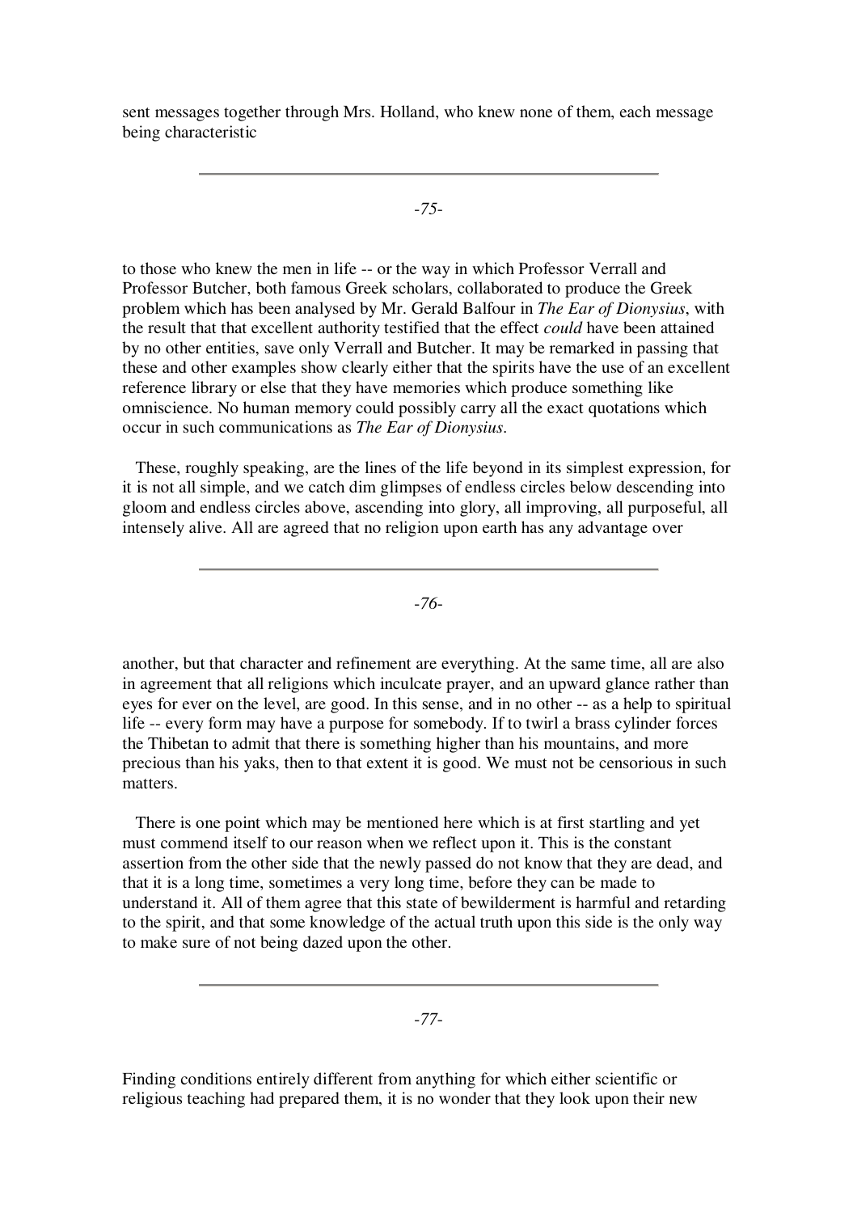sent messages together through Mrs. Holland, who knew none of them, each message being characteristic to those who knew the men in life -- or the way in which Professor Verrall and Professor Butcher, both famous Greek scholars, collaborated to produce the Greek problem which has been analysed by Mr. Gerald Balfour in *The Ear of Dionysius*, with the result that that excellent authority testified that the effect *could* have been attained by no other entities, save only Verrall and Butcher. It may be remarked in passing that these and other examples show clearly either that the spirits have the use of an excellent reference library or else that they have memories which produce something like omniscience. No human memory could possibly carry all the exact quotations which occur in such communications as *The Ear of Dionysius*.

These, roughly speaking, are the lines of the life beyond in its simplest expression, for it is not all simple, and we catch dim glimpses of endless circles below descending into gloom and endless circles above, ascending into glory, all improving, all purposeful, all intensely alive. All are agreed that no religion upon earth has any advantage over another, but that character and refinement are everything. At the same time, all are also in agreement that all religions which inculcate prayer, and an upward glance rather than eyes for ever on the level, are good. In this sense, and in no other -- as a help to spiritual life -- every form may have a purpose for somebody. If to twirl a brass cylinder forces the Thibetan to admit that there is something higher than his mountains, and more precious than his yaks, then to that extent it is good. We must not be censorious in such matters.

There is one point which may be mentioned here which is at first startling and yet must commend itself to our reason when we reflect upon it. This is the constant assertion from the other side that the newly passed do not know that they are dead, and that it is a long time, sometimes a very long time, before they can be made to understand it. All of them agree that this state of bewilderment is harmful and retarding to the spirit, and that some knowledge of the actual truth upon this side is the only way to make sure of not being dazed upon the other.

Finding conditions entirely different from anything for which either scientific or religious teaching had prepared them, it is no wonder that they look upon their new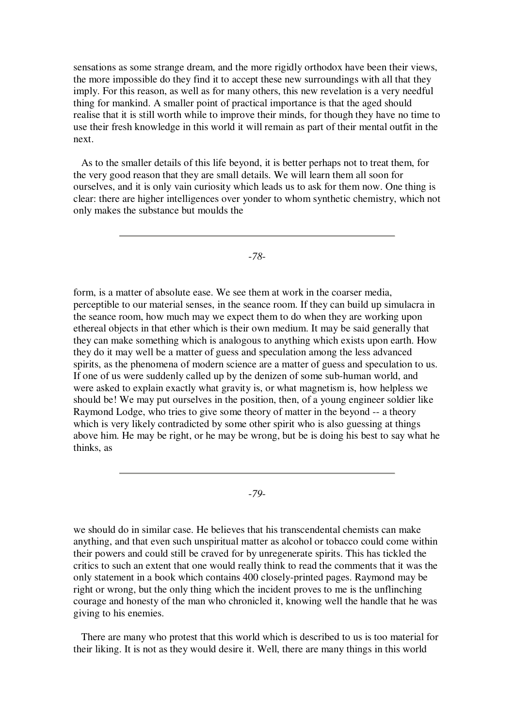sensations as some strange dream, and the more rigidly orthodox have been their views, the more impossible do they find it to accept these new surroundings with all that they imply. For this reason, as well as for many others, this new revelation is a very needful thing for mankind. A smaller point of practical importance is that the aged should realise that it is still worth while to improve their minds, for though they have no time to use their fresh knowledge in this world it will remain as part of their mental outfit in the next.

As to the smaller details of this life beyond, it is better perhaps not to treat them, for the very good reason that they are small details. We will learn them all soon for ourselves, and it is only vain curiosity which leads us to ask for them now. One thing is clear: there are higher intelligences over yonder to whom synthetic chemistry, which not only makes the substance but moulds the form, is a matter of absolute ease. We see them at work in the coarser media, perceptible to our material senses, in the seance room. If they can build up simulacra in the seance room, how much may we expect them to do when they are working upon ethereal objects in that ether which is their own medium. It may be said generally that they can make something which is analogous to anything which exists upon earth. How they do it may well be a matter of guess and speculation among the less advanced spirits, as the phenomena of modern science are a matter of guess and speculation to us. If one of us were suddenly called up by the denizen of some sub-human world, and were asked to explain exactly what gravity is, or what magnetism is, how helpless we should be! We may put ourselves in the position, then, of a young engineer soldier like Raymond Lodge, who tries to give some theory of matter in the beyond -- a theory which is very likely contradicted by some other spirit who is also guessing at things above him. He may be right, or he may be wrong, but be is doing his best to say what he thinks, as we should do in similar case. He believes that his transcendental chemists can make anything, and that even such unspiritual matter as alcohol or tobacco could come within their powers and could still be craved for by unregenerate spirits. This has tickled the critics to such an extent that one would really think to read the comments that it was the only statement in a book which contains 400 closely-printed pages. Raymond may be right or wrong, but the only thing which the incident proves to me is the unflinching courage and honesty of the man who chronicled it, knowing well the handle that he was giving to his enemies.

There are many who protest that this world which is described to us is too material for their liking. It is not as they would desire it. Well, there are many things in this world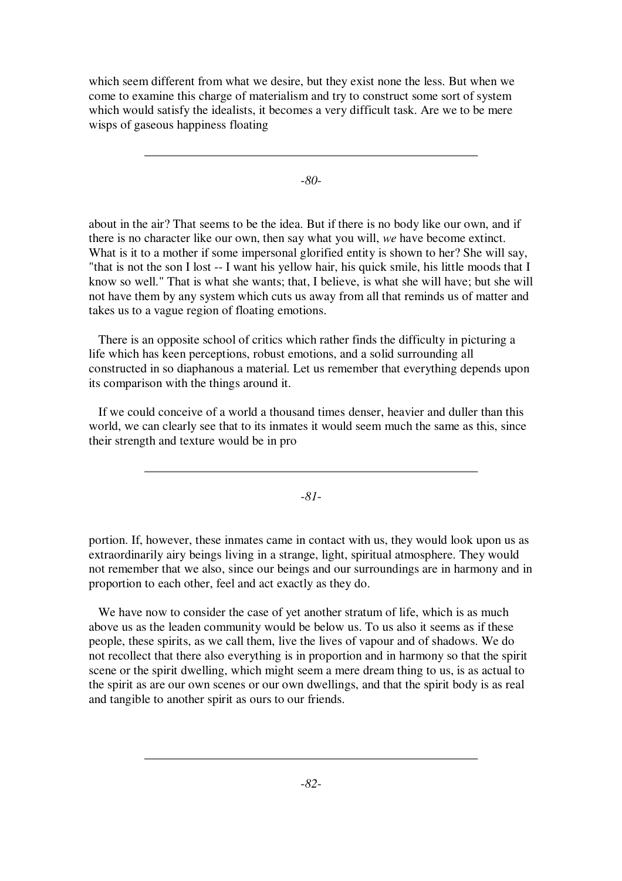which seem different from what we desire, but they exist none the less. But when we come to examine this charge of materialism and try to construct some sort of system which would satisfy the idealists, it becomes a very difficult task. Are we to be mere wisps of gaseous happiness floating about in the air? That seems to be the idea. But if there is no body like our own, and if there is no character like our own, then say what you will, *we* have become extinct. What is it to a mother if some impersonal glorified entity is shown to her? She will say, "that is not the son I lost -- I want his yellow hair, his quick smile, his little moods that I know so well." That is what she wants; that, I believe, is what she will have; but she will not have them by any system which cuts us away from all that reminds us of matter and takes us to a vague region of floating emotions.

There is an opposite school of critics which rather finds the difficulty in picturing a life which has keen perceptions, robust emotions, and a solid surrounding all constructed in so diaphanous a material. Let us remember that everything depends upon its comparison with the things around it.

If we could conceive of a world a thousand times denser, heavier and duller than this world, we can clearly see that to its inmates it would seem much the same as this, since their strength and texture would be in proportion. If, however, these inmates came in contact with us, they would look upon us as extraordinarily airy beings living in a strange, light, spiritual atmosphere. They would not remember that we also, since our beings and our surroundings are in harmony and in proportion to each other, feel and act exactly as they do.

We have now to consider the case of yet another stratum of life, which is as much above us as the leaden community would be below us. To us also it seems as if these people, these spirits, as we call them, live the lives of vapour and of shadows. We do not recollect that there also everything is in proportion and in harmony so that the spirit scene or the spirit dwelling, which might seem a mere dream thing to us, is as actual to the spirit as are our own scenes or our own dwellings, and that the spirit body is as real and tangible to another spirit as ours to our friends.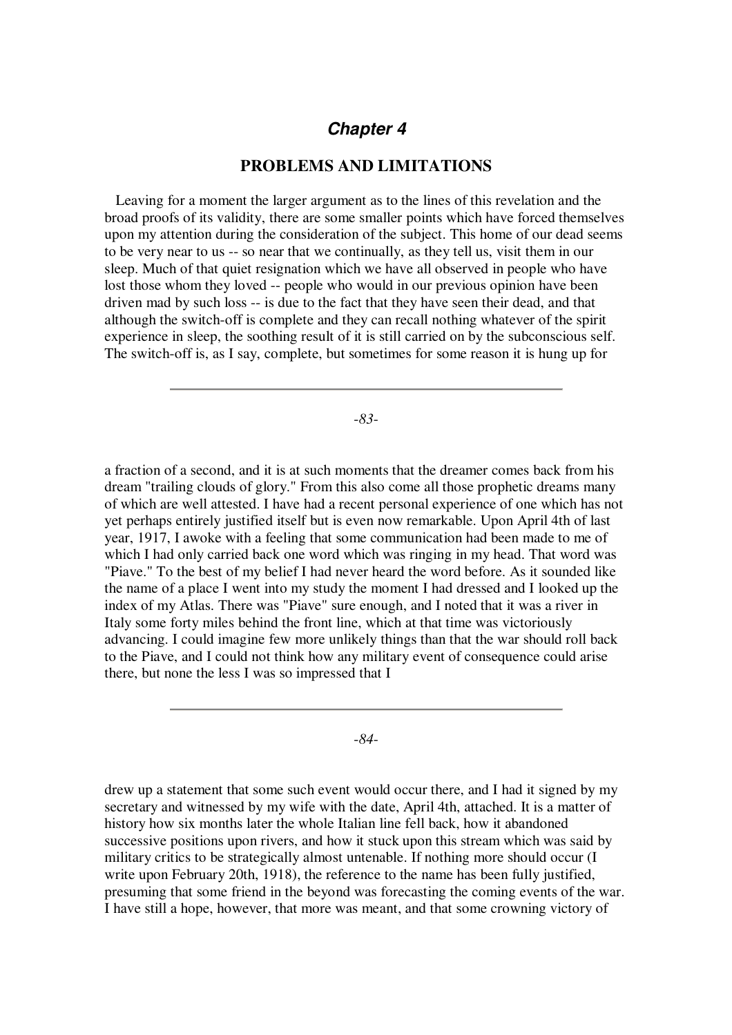## *Chapter 4*

### PROBLEMS AND LIMITATIONS

Leaving for a moment the larger argument as to the lines of this revelation and the broad proofs of its validity, there are some smaller points which have forced themselves upon my attention during the consideration of the subject. This home of our dead seems to be very near to us -- so near that we continually, as they tell us, visit them in our sleep. Much of that quiet resignation which we have all observed in people who have lost those whom they loved -- people who would in our previous opinion have been driven mad by such loss -- is due to the fact that they have seen their dead, and that although the switch-off is complete and they can recall nothing whatever of the spirit experience in sleep, the soothing result of it is still carried on by the subconscious self. The switch-off is, as I say, complete, but sometimes for some reason it is hung up for a fraction of a second, and it is at such moments that the dreamer comes back from his dream "trailing clouds of glory." From this also come all those prophetic dreams many of which are well attested. I have had a recent personal experience of one which has not yet perhaps entirely justified itself but is even now remarkable. Upon April 4th of last year, 1917, I awoke with a feeling that some communication had been made to me of which I had only carried back one word which was ringing in my head. That word was "Piave." To the best of my belief I had never heard the word before. As it sounded like the name of a place I went into my study the moment I had dressed and I looked up the index of my Atlas. There was "Piave" sure enough, and I noted that it was a river in Italy some forty miles behind the front line, which at that time was victoriously advancing. I could imagine few more unlikely things than that the war should roll back to the Piave, and I could not think how any military event of consequence could arise there, but none the less I was so impressed that I drew up a statement that some such event would occur there, and I had it signed by my secretary and witnessed by my wife with the date, April 4th, attached. It is a matter of history how six months later the whole Italian line fell back, how it abandoned successive positions upon rivers, and how it stuck upon this stream which was said by military critics to be strategically almost untenable. If nothing more should occur (I write upon February 20th, 1918), the reference to the name has been fully justified, presuming that some friend in the beyond was forecasting the coming events of the war. I have still a hope, however, that more was meant, and that some crowning victory of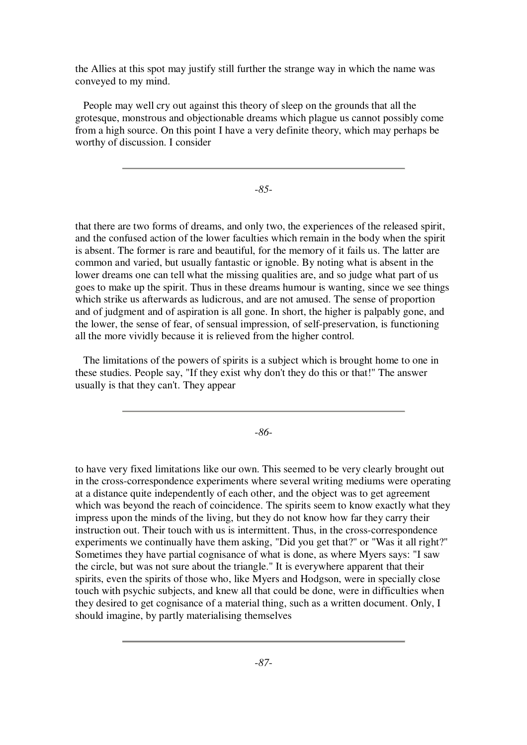the Allies at this spot may justify still further the strange way in which the name was conveyed to my mind.

People may well cry out against this theory of sleep on the grounds that all the grotesque, monstrous and objectionable dreams which plague us cannot possibly come from a high source. On this point I have a very definite theory, which may perhaps be worthy of discussion. I consider that there are two forms of dreams, and only two, the experiences of the released spirit, and the confused action of the lower faculties which remain in the body when the spirit is absent. The former is rare and beautiful, for the memory of it fails us. The latter are common and varied, but usually fantastic or ignoble. By noting what is absent in the lower dreams one can tell what the missing qualities are, and so judge what part of us goes to make up the spirit. Thus in these dreams humour is wanting, since we see things which strike us afterwards as ludicrous, and are not amused. The sense of proportion and of judgment and of aspiration is all gone. In short, the higher is palpably gone, and the lower, the sense of fear, of sensual impression, of self-preservation, is functioning all the more vividly because it is relieved from the higher control.

The limitations of the powers of spirits is a subject which is brought home to one in these studies. People say, "If they exist why don't they do this or that!" The answer usually is that they can't. They appear to have very fixed limitations like our own. This seemed to be very clearly brought out in the cross-correspondence experiments where several writing mediums were operating at a distance quite independently of each other, and the object was to get agreement which was beyond the reach of coincidence. The spirits seem to know exactly what they impress upon the minds of the living, but they do not know how far they carry their instruction out. Their touch with us is intermittent. Thus, in the cross-correspondence experiments we continually have them asking, "Did you get that?" or "Was it all right?" Sometimes they have partial cognisance of what is done, as where Myers says: "I saw the circle, but was not sure about the triangle." It is everywhere apparent that their spirits, even the spirits of those who, like Myers and Hodgson, were in specially close touch with psychic subjects, and knew all that could be done, were in difficulties when they desired to get cognisance of a material thing, such as a written document. Only, I should imagine, by partly materialising themselves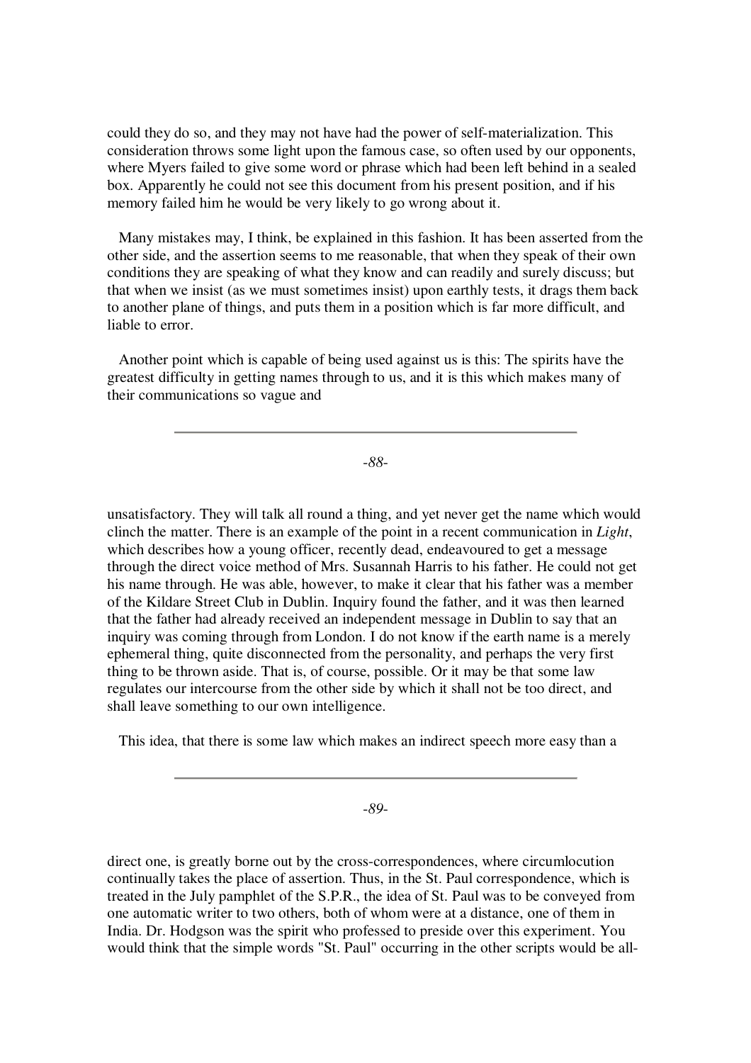could they do so, and they may not have had the power of self-materialization. This consideration throws some light upon the famous case, so often used by our opponents, where Myers failed to give some word or phrase which had been left behind in a sealed box. Apparently he could not see this document from his present position, and if his memory failed him he would be very likely to go wrong about it.

Many mistakes may, I think, be explained in this fashion. It has been asserted from the other side, and the assertion seems to me reasonable, that when they speak of their own conditions they are speaking of what they know and can readily and surely discuss; but that when we insist (as we must sometimes insist) upon earthly tests, it drags them back to another plane of things, and puts them in a position which is far more difficult, and liable to error.

Another point which is capable of being used against us is this: The spirits have the greatest difficulty in getting names through to us, and it is this which makes many of their communications so vague and unsatisfactory. They will talk all round a thing, and yet never get the name which would clinch the matter. There is an example of the point in a recent communication in *Light*, which describes how a young officer, recently dead, endeavoured to get a message through the direct voice method of Mrs. Susannah Harris to his father. He could not get his name through. He was able, however, to make it clear that his father was a member of the Kildare Street Club in Dublin. Inquiry found the father, and it was then learned that the father had already received an independent message in Dublin to say that an inquiry was coming through from London. I do not know if the earth name is a merely ephemeral thing, quite disconnected from the personality, and perhaps the very first thing to be thrown aside. That is, of course, possible. Or it may be that some law regulates our intercourse from the other side by which it shall not be too direct, and shall leave something to our own intelligence.

This idea, that there is some law which makes an indirect speech more easy than a direct one, is greatly borne out by the cross-correspondences, where circumlocution continually takes the place of assertion. Thus, in the St. Paul correspondence, which is treated in the July pamphlet of the S.P.R., the idea of St. Paul was to be conveyed from one automatic writer to two others, both of whom were at a distance, one of them in India. Dr. Hodgson was the spirit who professed to preside over this experiment. You would think that the simple words "St. Paul" occurring in the other scripts would be all-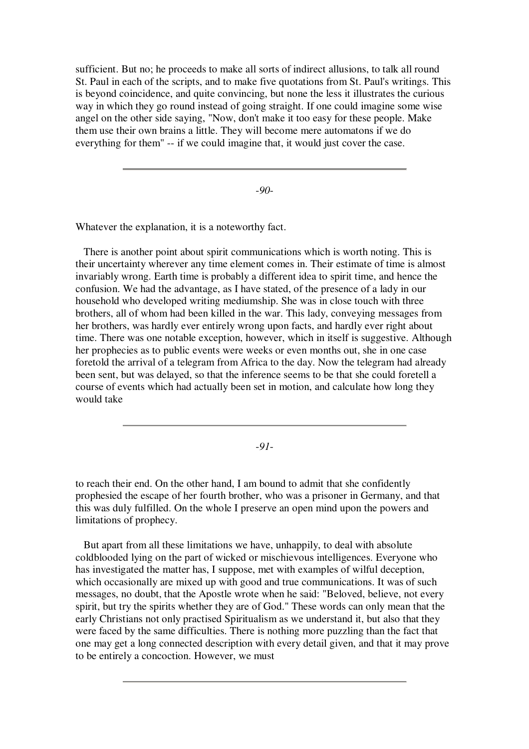sufficient. But no; he proceeds to make all sorts of indirect allusions, to talk all round St. Paul in each of the scripts, and to make five quotations from St. Paul's writings. This is beyond coincidence, and quite convincing, but none the less it illustrates the curious way in which they go round instead of going straight. If one could imagine some wise angel on the other side saying, "Now, don't make it too easy for these people. Make them use their own brains a little. They will become mere automatons if we do everything for them" -- if we could imagine that, it would just cover the case.

Whatever the explanation, it is a noteworthy fact.

There is another point about spirit communications which is worth noting. This is their uncertainty wherever any time element comes in. Their estimate of time is almost invariably wrong. Earth time is probably a different idea to spirit time, and hence the confusion. We had the advantage, as I have stated, of the presence of a lady in our household who developed writing mediumship. She was in close touch with three brothers, all of whom had been killed in the war. This lady, conveying messages from her brothers, was hardly ever entirely wrong upon facts, and hardly ever right about time. There was one notable exception, however, which in itself is suggestive. Although her prophecies as to public events were weeks or even months out, she in one case foretold the arrival of a telegram from Africa to the day. Now the telegram had already been sent, but was delayed, so that the inference seems to be that she could foretell a course of events which had actually been set in motion, and calculate how long they would take to reach their end. On the other hand, I am bound to admit that she confidently prophesied the escape of her fourth brother, who was a prisoner in Germany, and that this was duly fulfilled. On the whole I preserve an open mind upon the powers and limitations of prophecy.

But apart from all these limitations we have, unhappily, to deal with absolute coldblooded lying on the part of wicked or mischievous intelligences. Everyone who has investigated the matter has, I suppose, met with examples of wilful deception, which occasionally are mixed up with good and true communications. It was of such messages, no doubt, that the Apostle wrote when he said: "Beloved, believe, not every spirit, but try the spirits whether they are of God." These words can only mean that the early Christians not only practised Spiritualism as we understand it, but also that they were faced by the same difficulties. There is nothing more puzzling than the fact that one may get a long connected description with every detail given, and that it may prove to be entirely a concoction. However, we must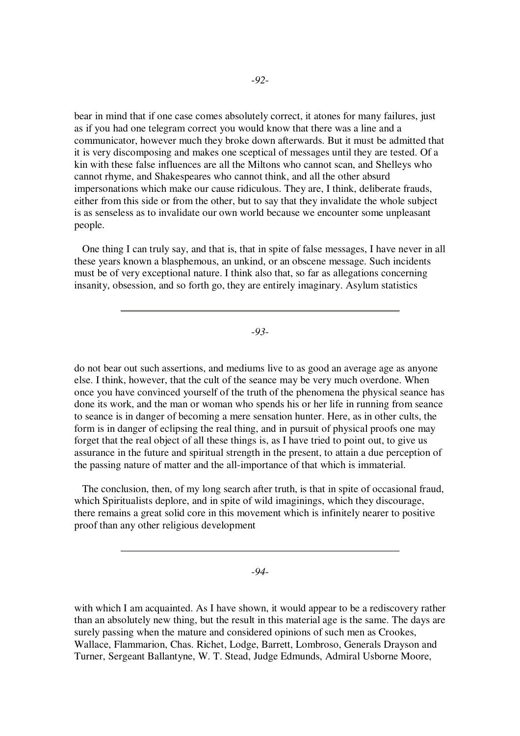bear in mind that if one case comes absolutely correct, it atones for many failures, just as if you had one telegram correct you would know that there was a line and a communicator, however much they broke down afterwards. But it must be admitted that it is very discomposing and makes one sceptical of messages until they are tested. Of a kin with these false influences are all the Miltons who cannot scan, and Shelleys who cannot rhyme, and Shakespeares who cannot think, and all the other absurd impersonations which make our cause ridiculous. They are, I think, deliberate frauds, either from this side or from the other, but to say that they invalidate the whole subject is as senseless as to invalidate our own world because we encounter some unpleasant people.

One thing I can truly say, and that is, that in spite of false messages, I have never in all these years known a blasphemous, an unkind, or an obscene message. Such incidents must be of very exceptional nature. I think also that, so far as allegations concerning insanity, obsession, and so forth go, they are entirely imaginary. Asylum statistics do not bear out such assertions, and mediums live to as good an average age as anyone else. I think, however, that the cult of the seance may be very much overdone. When once you have convinced yourself of the truth of the phenomena the physical seance has done its work, and the man or woman who spends his or her life in running from seance to seance is in danger of becoming a mere sensation hunter. Here, as in other cults, the form is in danger of eclipsing the real thing, and in pursuit of physical proofs one may forget that the real object of all these things is, as I have tried to point out, to give us assurance in the future and spiritual strength in the present, to attain a due perception of the passing nature of matter and the all-importance of that which is immaterial.

The conclusion, then, of my long search after truth, is that in spite of occasional fraud, which Spiritualists deplore, and in spite of wild imaginings, which they discourage, there remains a great solid core in this movement which is infinitely nearer to positive proof than any other religious development with which I am acquainted. As I have shown, it would appear to be a rediscovery rather than an absolutely new thing, but the result in this material age is the same. The days are surely passing when the mature and considered opinions of such men as Crookes, Wallace, Flammarion, Chas. Richet, Lodge, Barrett, Lombroso, Generals Drayson and Turner, Sergeant Ballantyne, W. T. Stead, Judge Edmunds, Admiral Usborne Moore,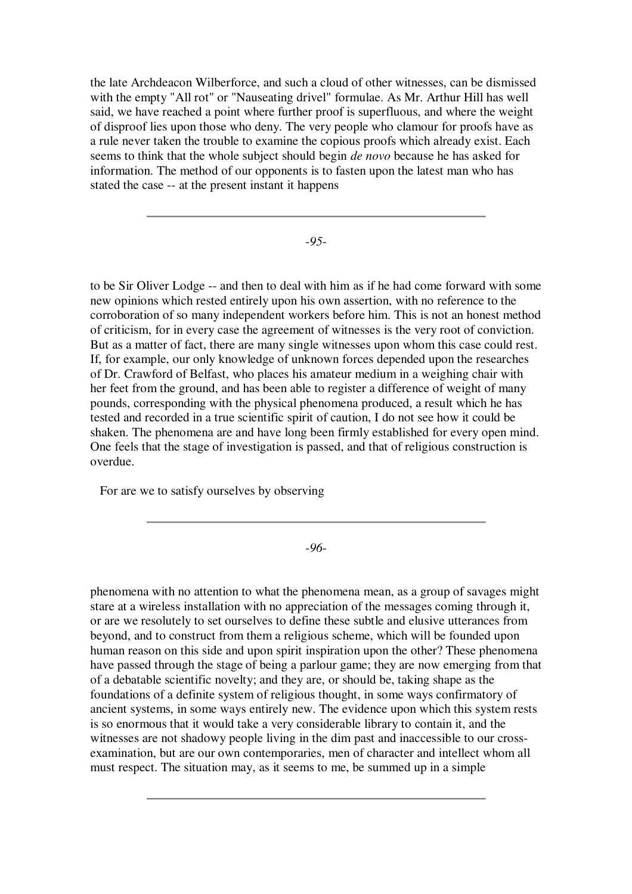the late Archdeacon Wilberforce, and such a cloud of other witnesses, can be dismissed with the empty "All rot" or "Nauseating drivel" formulae. As Mr. Arthur Hill has well said, we have reached a point where further proof is superfluous, and where the weight of disproof lies upon those who deny. The very people who clamour for proofs have as a rule never taken the trouble to examine the copious proofs which already exist. Each seems to think that the whole subject should begin *de novo* because he has asked for information. The method of our opponents is to fasten upon the latest man who has stated the case -- at the present instant it happens to be Sir Oliver Lodge -- and then to deal with him as if he had come forward with some new opinions which rested entirely upon his own assertion, with no reference to the corroboration of so many independent workers before him. This is not an honest method of criticism, for in every case the agreement of witnesses is the very root of conviction. But as a matter of fact, there are many single witnesses upon whom this case could rest. If, for example, our only knowledge of unknown forces depended upon the researches of Dr. Crawford of Belfast, who places his amateur medium in a weighing chair with her feet from the ground, and has been able to register a difference of weight of many pounds, corresponding with the physical phenomena produced, a result which he has tested and recorded in a true scientific spirit of caution, I do not see how it could be shaken. The phenomena are and have long been firmly established for every open mind. One feels that the stage of investigation is passed, and that of religious construction is overdue.

For are we to satisfy ourselves by observing phenomena with no attention to what the phenomena mean, as a group of savages might stare at a wireless installation with no appreciation of the messages coming through it, or are we resolutely to set ourselves to define these subtle and elusive utterances from beyond, and to construct from them a religious scheme, which will be founded upon human reason on this side and upon spirit inspiration upon the other? These phenomena have passed through the stage of being a parlour game; they are now emerging from that of a debatable scientific novelty; and they are, or should be, taking shape as the foundations of a definite system of religious thought, in some ways confirmatory of ancient systems, in some ways entirely new. The evidence upon which this system rests is so enormous that it would take a very considerable library to contain it, and the witnesses are not shadowy people living in the dim past and inaccessible to our cross-examination, but are our own contemporaries, men of character and intellect whom all must respect. The situation may, as it seems to me, be summed up in a simple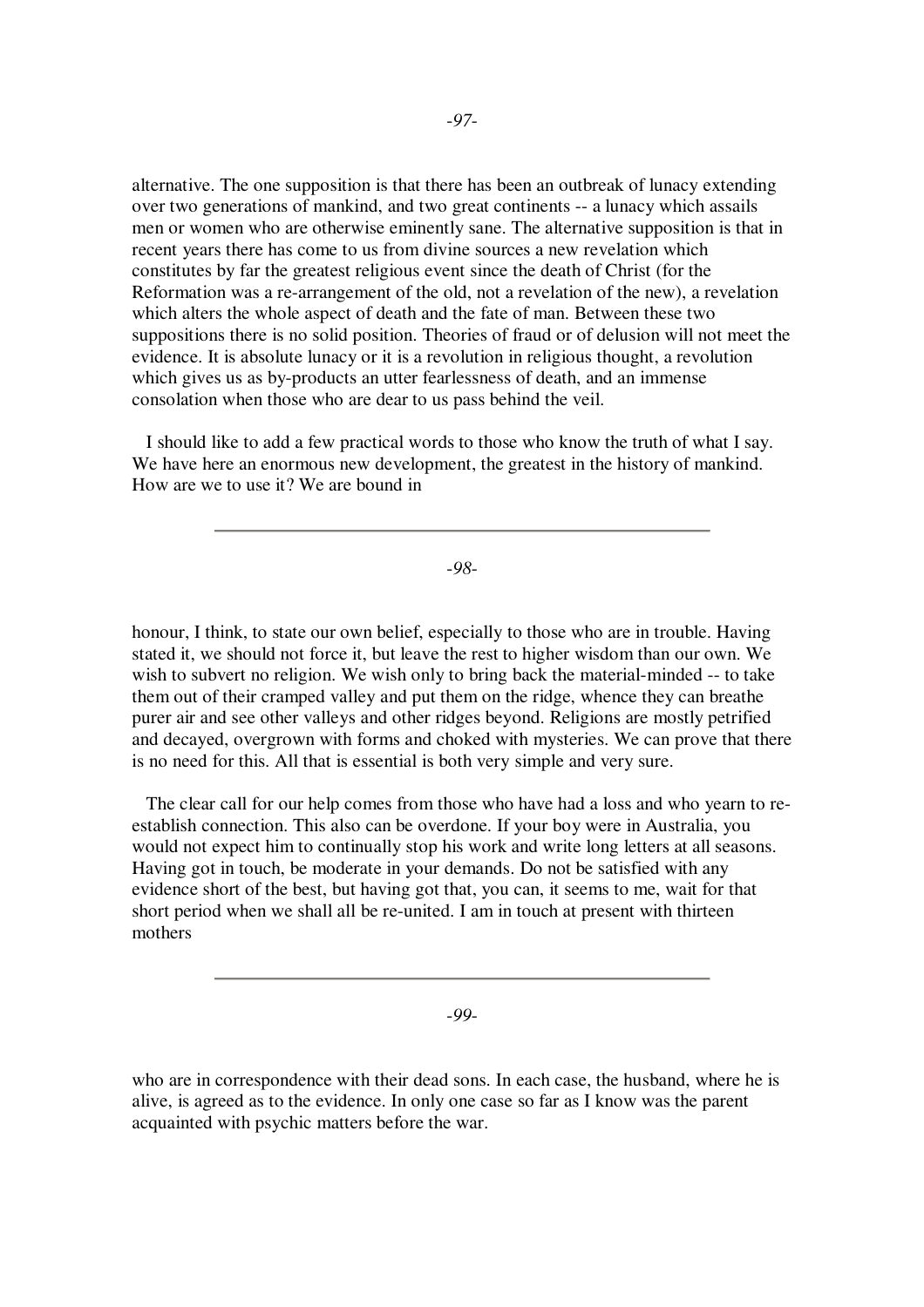alternative. The one supposition is that there has been an outbreak of lunacy extending over two generations of mankind, and two great continents -- a lunacy which assails men or women who are otherwise eminently sane. The alternative supposition is that in recent years there has come to us from divine sources a new revelation which constitutes by far the greatest religious event since the death of Christ (for the Reformation was a re-arrangement of the old, not a revelation of the new), a revelation which alters the whole aspect of death and the fate of man. Between these two suppositions there is no solid position. Theories of fraud or of delusion will not meet the evidence. It is absolute lunacy or it is a revolution in religious thought, a revolution which gives us as by-products an utter fearlessness of death, and an immense consolation when those who are dear to us pass behind the veil.

I should like to add a few practical words to those who know the truth of what I say. We have here an enormous new development, the greatest in the history of mankind. How are we to use it? We are bound in honour, I think, to state our own belief, especially to those who are in trouble. Having stated it, we should not force it, but leave the rest to higher wisdom than our own. We wish to subvert no religion. We wish only to bring back the material-minded -- to take them out of their cramped valley and put them on the ridge, whence they can breathe purer air and see other valleys and other ridges beyond. Religions are mostly petrified and decayed, overgrown with forms and choked with mysteries. We can prove that there is no need for this. All that is essential is both very simple and very sure.

The clear call for our help comes from those who have had a loss and who yearn to re-establish connection. This also can be overdone. If your boy were in Australia, you would not expect him to continually stop his work and write long letters at all seasons. Having got in touch, be moderate in your demands. Do not be satisfied with any evidence short of the best, but having got that, you can, it seems to me, wait for that short period when we shall all be re-united. I am in touch at present with thirteen mothers who are in correspondence with their dead sons. In each case, the husband, where he is alive, is agreed as to the evidence. In only one case so far as I know was the parent acquainted with psychic matters before the war.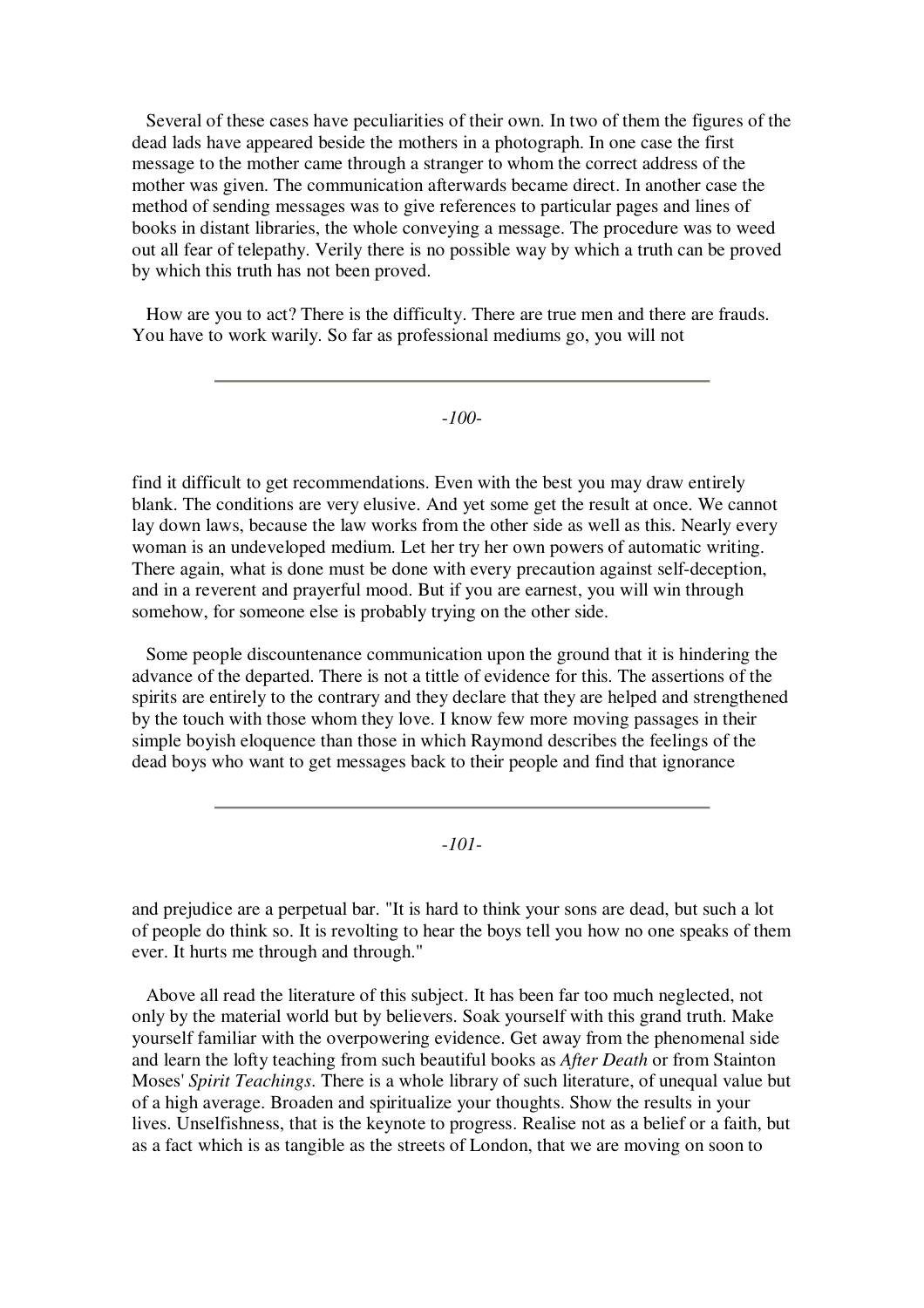Several of these cases have peculiarities of their own. In two of them the figures of the dead lads have appeared beside the mothers in a photograph. In one case the first message to the mother came through a stranger to whom the correct address of the mother was given. The communication afterwards became direct. In another case the method of sending messages was to give references to particular pages and lines of books in distant libraries, the whole conveying a message. The procedure was to weed out all fear of telepathy. Verily there is no possible way by which a truth can be proved by which this truth has not been proved.

How are you to act? There is the difficulty. There are true men and there are frauds. You have to work warily. So far as professional mediums go, you will not find it difficult to get recommendations. Even with the best you may draw entirely blank. The conditions are very elusive. And yet some get the result at once. We cannot lay down laws, because the law works from the other side as well as this. Nearly every woman is an undeveloped medium. Let her try her own powers of automatic writing. There again, what is done must be done with every precaution against self-deception, and in a reverent and prayerful mood. But if you are earnest, you will win through somehow, for someone else is probably trying on the other side.

Some people discountenance communication upon the ground that it is hindering the advance of the departed. There is not a tittle of evidence for this. The assertions of the spirits are entirely to the contrary and they declare that they are helped and strengthened by the touch with those whom they love. I know few more moving passages in their simple boyish eloquence than those in which Raymond describes the feelings of the dead boys who want to get messages back to their people and find that ignorance and prejudice are a perpetual bar. "It is hard to think your sons are dead, but such a lot of people do think so. It is revolting to hear the boys tell you how no one speaks of them ever. It hurts me through and through."

Above all read the literature of this subject. It has been far too much neglected, not only by the material world but by believers. Soak yourself with this grand truth. Make yourself familiar with the overpowering evidence. Get away from the phenomenal side and learn the lofty teaching from such beautiful books as *After Death* or from Stainton Moses' *Spirit Teachings*. There is a whole library of such literature, of unequal value but of a high average. Broaden and spiritualize your thoughts. Show the results in your lives. Unselfishness, that is the keynote to progress. Realise not as a belief or a faith, but as a fact which is as tangible as the streets of London, that we are moving on soon to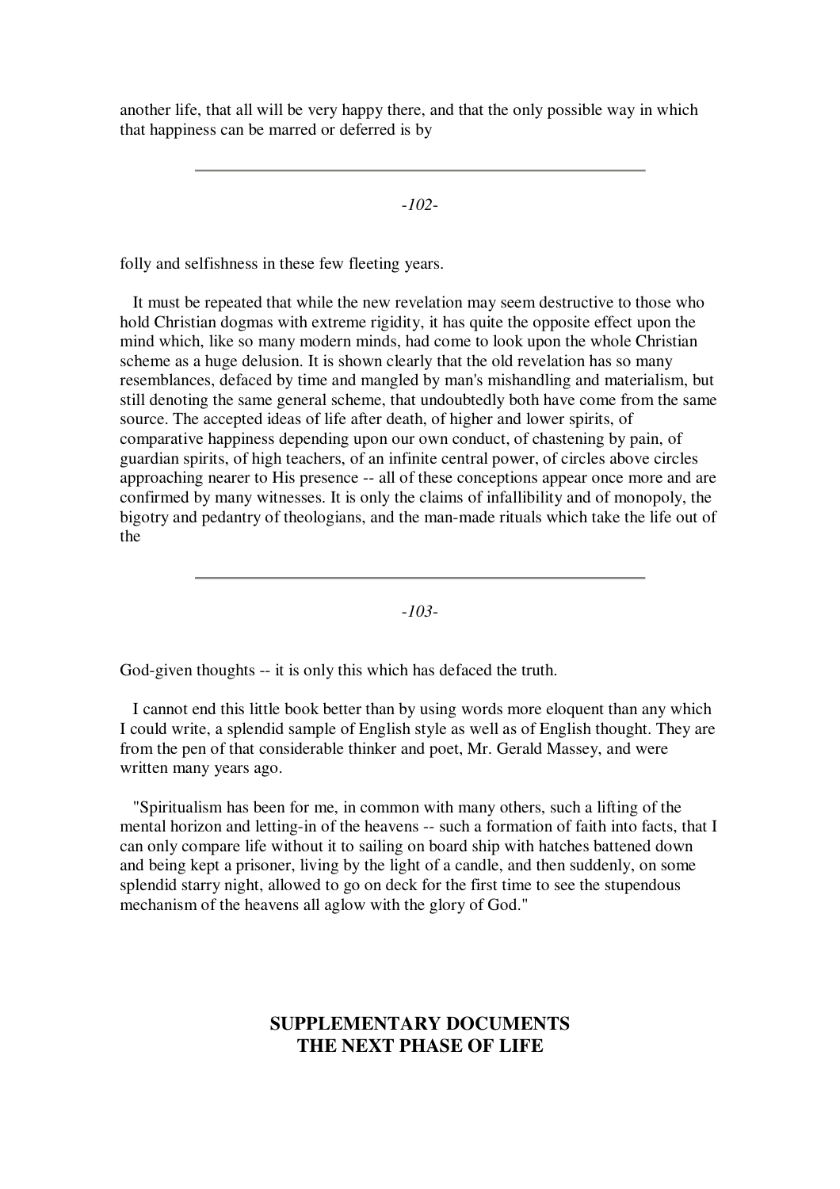another life, that all will be very happy there, and that the only possible way in which that happiness can be marred or deferred is by folly and selfishness in these few fleeting years.

It must be repeated that while the new revelation may seem destructive to those who hold Christian dogmas with extreme rigidity, it has quite the opposite effect upon the mind which, like so many modern minds, had come to look upon the whole Christian scheme as a huge delusion. It is shown clearly that the old revelation has so many resemblances, defaced by time and mangled by man's mishandling and materialism, but still denoting the same general scheme, that undoubtedly both have come from the same source. The accepted ideas of life after death, of higher and lower spirits, of comparative happiness depending upon our own conduct, of chastening by pain, of guardian spirits, of high teachers, of an infinite central power, of circles above circles approaching nearer to His presence -- all of these conceptions appear once more and are confirmed by many witnesses. It is only the claims of infallibility and of monopoly, the bigotry and pedantry of theologians, and the man-made rituals which take the life out of the God-given thoughts -- it is only this which has defaced the truth.

I cannot end this little book better than by using words more eloquent than any which I could write, a splendid sample of English style as well as of English thought. They are from the pen of that considerable thinker and poet, Mr. Gerald Massey, and were written many years ago.

"Spiritualism has been for me, in common with many others, such a lifting of the mental horizon and letting-in of the heavens -- such a formation of faith into facts, that I can only compare life without it to sailing on board ship with hatches battened down and being kept a prisoner, living by the light of a candle, and then suddenly, on some splendid starry night, allowed to go on deck for the first time to see the stupendous mechanism of the heavens all aglow with the glory of God."

## SUPPLEMENTARY DOCUMENTS
## THE NEXT PHASE OF LIFE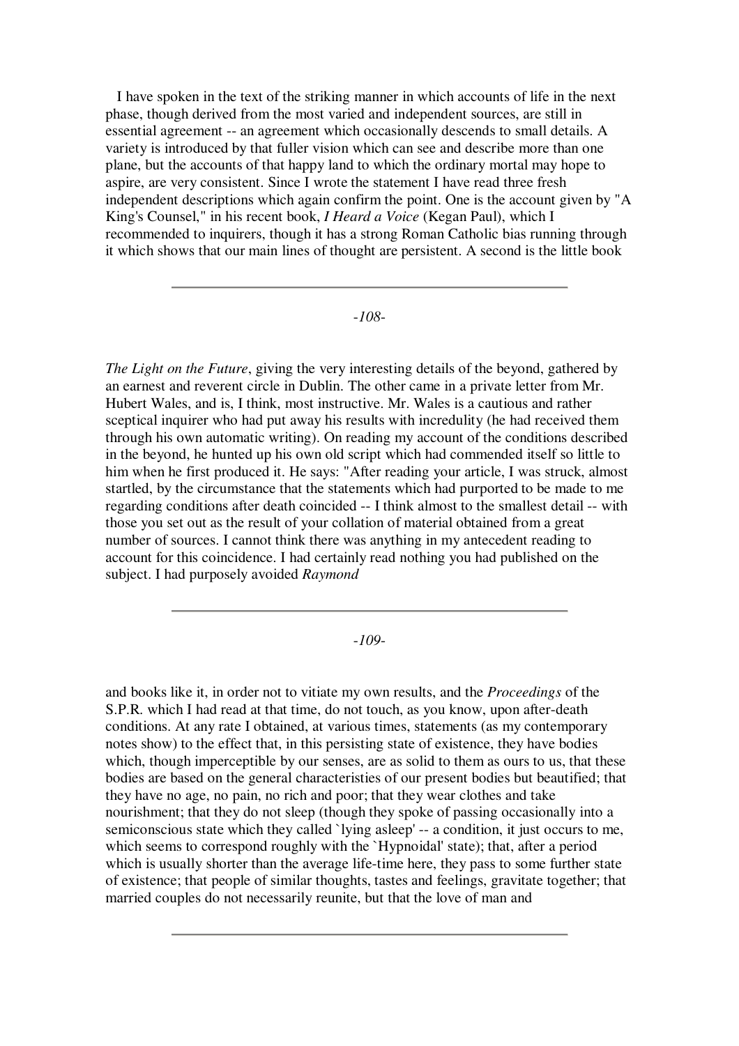I have spoken in the text of the striking manner in which accounts of life in the next phase, though derived from the most varied and independent sources, are still in essential agreement -- an agreement which occasionally descends to small details. A variety is introduced by that fuller vision which can see and describe more than one plane, but the accounts of that happy land to which the ordinary mortal may hope to aspire, are very consistent. Since I wrote the statement I have read three fresh independent descriptions which again confirm the point. One is the account given by "A King's Counsel," in his recent book, *I Heard a Voice* (Kegan Paul), which I recommended to inquirers, though it has a strong Roman Catholic bias running through it which shows that our main lines of thought are persistent. A second is the little book *The Light on the Future*, giving the very interesting details of the beyond, gathered by an earnest and reverent circle in Dublin. The other came in a private letter from Mr. Hubert Wales, and is, I think, most instructive. Mr. Wales is a cautious and rather sceptical inquirer who had put away his results with incredulity (he had received them through his own automatic writing). On reading my account of the conditions described in the beyond, he hunted up his own old script which had commended itself so little to him when he first produced it. He says: "After reading your article, I was struck, almost startled, by the circumstance that the statements which had purported to be made to me regarding conditions after death coincided -- I think almost to the smallest detail -- with those you set out as the result of your collation of material obtained from a great number of sources. I cannot think there was anything in my antecedent reading to account for this coincidence. I had certainly read nothing you had published on the subject. I had purposely avoided *Raymond* and books like it, in order not to vitiate my own results, and the *Proceedings* of the S.P.R. which I had read at that time, do not touch, as you know, upon after-death conditions. At any rate I obtained, at various times, statements (as my contemporary notes show) to the effect that, in this persisting state of existence, they have bodies which, though imperceptible by our senses, are as solid to them as ours to us, that these bodies are based on the general characteristics of our present bodies but beautified; that they have no age, no pain, no rich and poor; that they wear clothes and take nourishment; that they do not sleep (though they spoke of passing occasionally into a semiconscious state which they called `lying asleep' -- a condition, it just occurs to me, which seems to correspond roughly with the `Hypnoidal' state); that, after a period which is usually shorter than the average life-time here, they pass to some further state of existence; that people of similar thoughts, tastes and feelings, gravitate together; that married couples do not necessarily reunite, but that the love of man and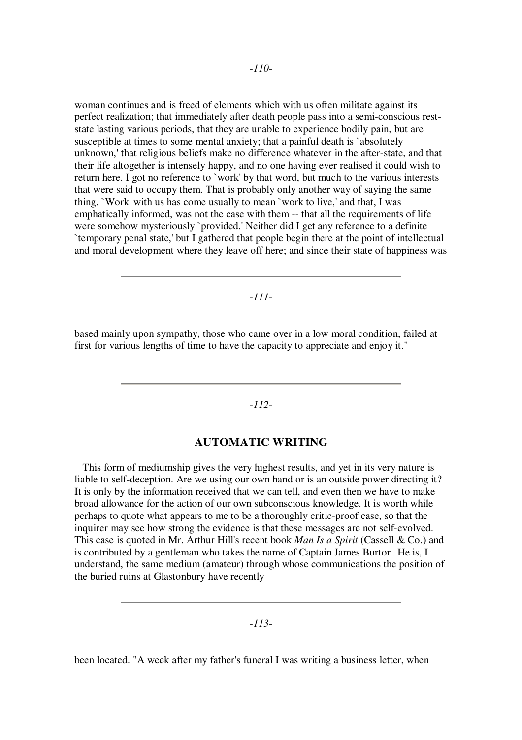woman continues and is freed of elements which with us often militate against its perfect realization; that immediately after death people pass into a semi-conscious rest-state lasting various periods, that they are unable to experience bodily pain, but are susceptible at times to some mental anxiety; that a painful death is `absolutely unknown,' that religious beliefs make no difference whatever in the after-state, and that their life altogether is intensely happy, and no one having ever realised it could wish to return here. I got no reference to `work' by that word, but much to the various interests that were said to occupy them. That is probably only another way of saying the same thing. `Work' with us has come usually to mean `work to live,' and that, I was emphatically informed, was not the case with them -- that all the requirements of life were somehow mysteriously `provided.' Neither did I get any reference to a definite `temporary penal state,' but I gathered that people begin there at the point of intellectual and moral development where they leave off here; and since their state of happiness was based mainly upon sympathy, those who came over in a low moral condition, failed at first for various lengths of time to have the capacity to appreciate and enjoy it."

## AUTOMATIC WRITING

This form of mediumship gives the very highest results, and yet in its very nature is liable to self-deception. Are we using our own hand or is an outside power directing it? It is only by the information received that we can tell, and even then we have to make broad allowance for the action of our own subconscious knowledge. It is worth while perhaps to quote what appears to me to be a thoroughly critic-proof case, so that the inquirer may see how strong the evidence is that these messages are not self-evolved. This case is quoted in Mr. Arthur Hill's recent book *Man Is a Spirit* (Cassell & Co.) and is contributed by a gentleman who takes the name of Captain James Burton. He is, I understand, the same medium (amateur) through whose communications the position of the buried ruins at Glastonbury have recently been located. "A week after my father's funeral I was writing a business letter, when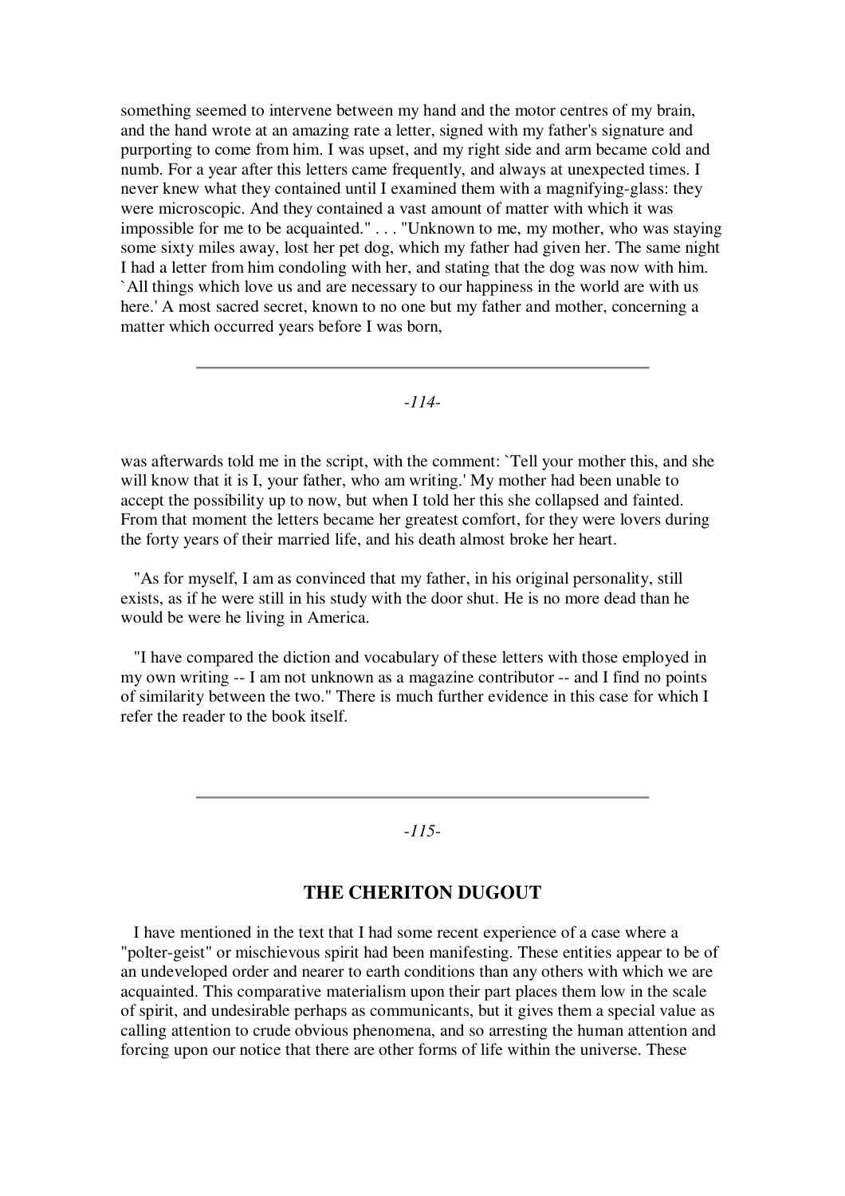something seemed to intervene between my hand and the motor centres of my brain, and the hand wrote at an amazing rate a letter, signed with my father's signature and purporting to come from him. I was upset, and my right side and arm became cold and numb. For a year after this letters came frequently, and always at unexpected times. I never knew what they contained until I examined them with a magnifying-glass: they were microscopic. And they contained a vast amount of matter with which it was impossible for me to be acquainted." . . . "Unknown to me, my mother, who was staying some sixty miles away, lost her pet dog, which my father had given her. The same night I had a letter from him condoling with her, and stating that the dog was now with him. `All things which love us and are necessary to our happiness in the world are with us here.' A most sacred secret, known to no one but my father and mother, concerning a matter which occurred years before I was born, was afterwards told me in the script, with the comment: `Tell your mother this, and she will know that it is I, your father, who am writing.' My mother had been unable to accept the possibility up to now, but when I told her this she collapsed and fainted. From that moment the letters became her greatest comfort, for they were lovers during the forty years of their married life, and his death almost broke her heart.

"As for myself, I am as convinced that my father, in his original personality, still exists, as if he were still in his study with the door shut. He is no more dead than he would be were he living in America.

"I have compared the diction and vocabulary of these letters with those employed in my own writing -- I am not unknown as a magazine contributor -- and I find no points of similarity between the two." There is much further evidence in this case for which I refer the reader to the book itself.

## THE CHERITON DUGOUT

I have mentioned in the text that I had some recent experience of a case where a "polter-geist" or mischievous spirit had been manifesting. These entities appear to be of an undeveloped order and nearer to earth conditions than any others with which we are acquainted. This comparative materialism upon their part places them low in the scale of spirit, and undesirable perhaps as communicants, but it gives them a special value as calling attention to crude obvious phenomena, and so arresting the human attention and forcing upon our notice that there are other forms of life within the universe. These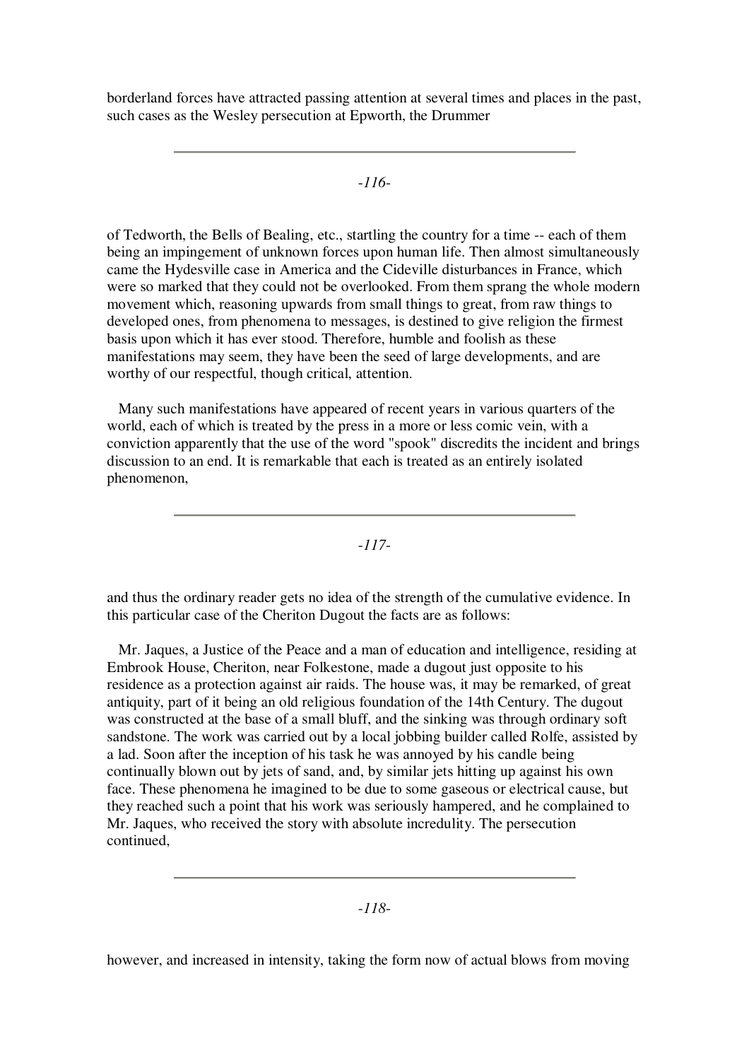borderland forces have attracted passing attention at several times and places in the past, such cases as the Wesley persecution at Epworth, the Drummer

of Tedworth, the Bells of Bealing, etc., startling the country for a time -- each of them being an impingement of unknown forces upon human life. Then almost simultaneously came the Hydesville case in America and the Cideville disturbances in France, which were so marked that they could not be overlooked. From them sprang the whole modern movement which, reasoning upwards from small things to great, from raw things to developed ones, from phenomena to messages, is destined to give religion the firmest basis upon which it has ever stood. Therefore, humble and foolish as these manifestations may seem, they have been the seed of large developments, and are worthy of our respectful, though critical, attention.

Many such manifestations have appeared of recent years in various quarters of the world, each of which is treated by the press in a more or less comic vein, with a conviction apparently that the use of the word "spook" discredits the incident and brings discussion to an end. It is remarkable that each is treated as an entirely isolated phenomenon,

and thus the ordinary reader gets no idea of the strength of the cumulative evidence. In this particular case of the Cheriton Dugout the facts are as follows:

Mr. Jaques, a Justice of the Peace and a man of education and intelligence, residing at Embrook House, Cheriton, near Folkestone, made a dugout just opposite to his residence as a protection against air raids. The house was, it may be remarked, of great antiquity, part of it being an old religious foundation of the 14th Century. The dugout was constructed at the base of a small bluff, and the sinking was through ordinary soft sandstone. The work was carried out by a local jobbing builder called Rolfe, assisted by a lad. Soon after the inception of his task he was annoyed by his candle being continually blown out by jets of sand, and, by similar jets hitting up against his own face. These phenomena he imagined to be due to some gaseous or electrical cause, but they reached such a point that his work was seriously hampered, and he complained to Mr. Jaques, who received the story with absolute incredulity. The persecution continued,

however, and increased in intensity, taking the form now of actual blows from moving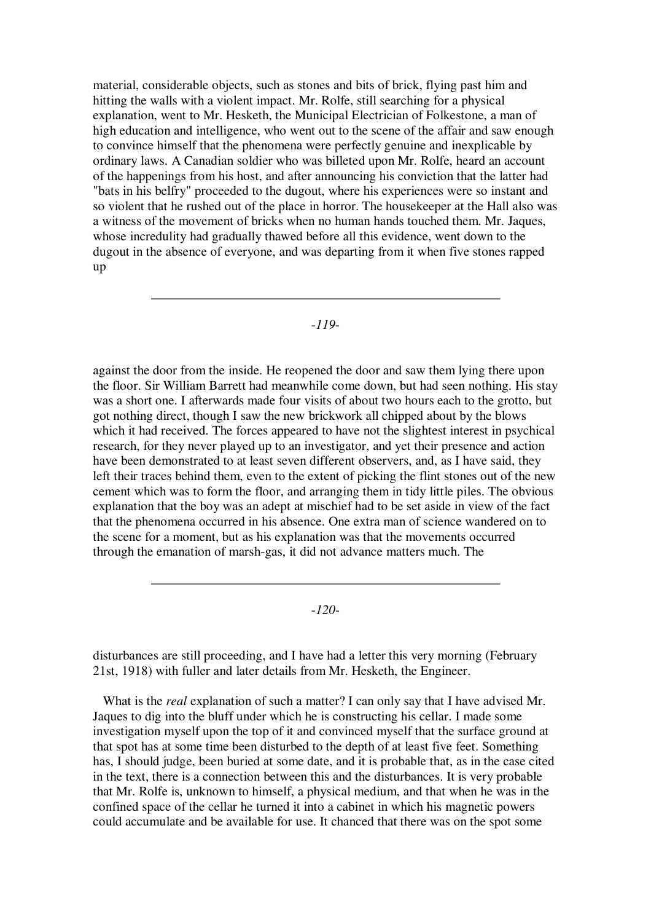material, considerable objects, such as stones and bits of brick, flying past him and hitting the walls with a violent impact. Mr. Rolfe, still searching for a physical explanation, went to Mr. Hesketh, the Municipal Electrician of Folkestone, a man of high education and intelligence, who went out to the scene of the affair and saw enough to convince himself that the phenomena were perfectly genuine and inexplicable by ordinary laws. A Canadian soldier who was billeted upon Mr. Rolfe, heard an account of the happenings from his host, and after announcing his conviction that the latter had "bats in his belfry" proceeded to the dugout, where his experiences were so instant and so violent that he rushed out of the place in horror. The housekeeper at the Hall also was a witness of the movement of bricks when no human hands touched them. Mr. Jaques, whose incredulity had gradually thawed before all this evidence, went down to the dugout in the absence of everyone, and was departing from it when five stones rapped up against the door from the inside. He reopened the door and saw them lying there upon the floor. Sir William Barrett had meanwhile come down, but had seen nothing. His stay was a short one. I afterwards made four visits of about two hours each to the grotto, but got nothing direct, though I saw the new brickwork all chipped about by the blows which it had received. The forces appeared to have not the slightest interest in psychical research, for they never played up to an investigator, and yet their presence and action have been demonstrated to at least seven different observers, and, as I have said, they left their traces behind them, even to the extent of picking the flint stones out of the new cement which was to form the floor, and arranging them in tidy little piles. The obvious explanation that the boy was an adept at mischief had to be set aside in view of the fact that the phenomena occurred in his absence. One extra man of science wandered on to the scene for a moment, but as his explanation was that the movements occurred through the emanation of marsh-gas, it did not advance matters much. The disturbances are still proceeding, and I have had a letter this very morning (February 21st, 1918) with fuller and later details from Mr. Hesketh, the Engineer.

What is the *real* explanation of such a matter? I can only say that I have advised Mr. Jaques to dig into the bluff under which he is constructing his cellar. I made some investigation myself upon the top of it and convinced myself that the surface ground at that spot has at some time been disturbed to the depth of at least five feet. Something has, I should judge, been buried at some date, and it is probable that, as in the case cited in the text, there is a connection between this and the disturbances. It is very probable that Mr. Rolfe is, unknown to himself, a physical medium, and that when he was in the confined space of the cellar he turned it into a cabinet in which his magnetic powers could accumulate and be available for use. It chanced that there was on the spot some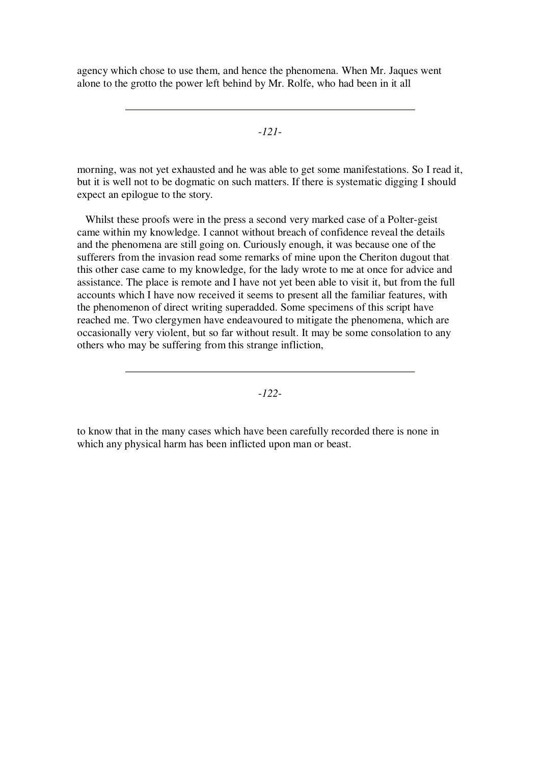agency which chose to use them, and hence the phenomena. When Mr. Jaques went alone to the grotto the power left behind by Mr. Rolfe, who had been in it all morning, was not yet exhausted and he was able to get some manifestations. So I read it, but it is well not to be dogmatic on such matters. If there is systematic digging I should expect an epilogue to the story.

Whilst these proofs were in the press a second very marked case of a Polter-geist came within my knowledge. I cannot without breach of confidence reveal the details and the phenomena are still going on. Curiously enough, it was because one of the sufferers from the invasion read some remarks of mine upon the Cheriton dugout that this other case came to my knowledge, for the lady wrote to me at once for advice and assistance. The place is remote and I have not yet been able to visit it, but from the full accounts which I have now received it seems to present all the familiar features, with the phenomenon of direct writing superadded. Some specimens of this script have reached me. Two clergymen have endeavoured to mitigate the phenomena, which are occasionally very violent, but so far without result. It may be some consolation to any others who may be suffering from this strange infliction, to know that in the many cases which have been carefully recorded there is none in which any physical harm has been inflicted upon man or beast.